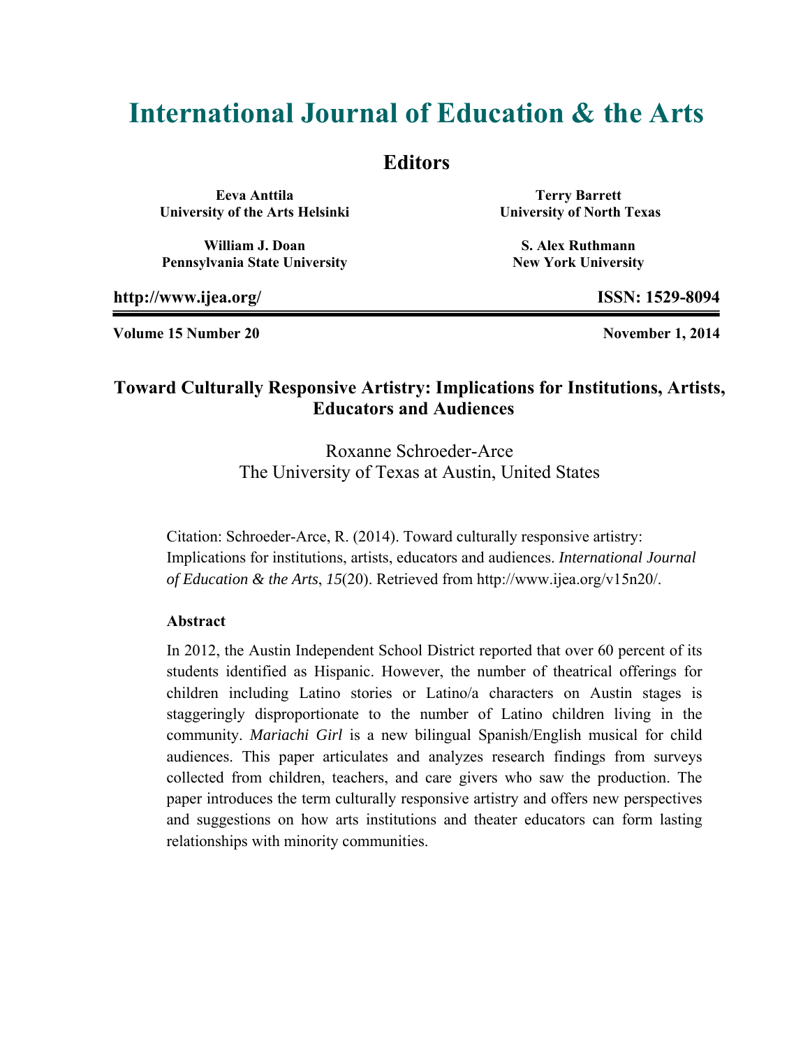# International Journal of Education & the Arts

## Editors

**Eeva Anttila**
**University of the Arts Helsinki**

**Terry Barrett**
**University of North Texas**

**William J. Doan**
**Pennsylvania State University**

**S. Alex Ruthmann**
**New York University**

**http://www.ijea.org/** **ISSN: 1529-8094**

**Volume 15 Number 20** **November 1, 2014**

## Toward Culturally Responsive Artistry: Implications for Institutions, Artists, Educators and Audiences

Roxanne Schroeder-Arce
The University of Texas at Austin, United States

Citation: Schroeder-Arce, R. (2014). Toward culturally responsive artistry: Implications for institutions, artists, educators and audiences. *International Journal of Education & the Arts*, *15*(20). Retrieved from http://www.ijea.org/v15n20/.

### Abstract

In 2012, the Austin Independent School District reported that over 60 percent of its students identified as Hispanic. However, the number of theatrical offerings for children including Latino stories or Latino/a characters on Austin stages is staggeringly disproportionate to the number of Latino children living in the community. *Mariachi Girl* is a new bilingual Spanish/English musical for child audiences. This paper articulates and analyzes research findings from surveys collected from children, teachers, and care givers who saw the production. The paper introduces the term culturally responsive artistry and offers new perspectives and suggestions on how arts institutions and theater educators can form lasting relationships with minority communities.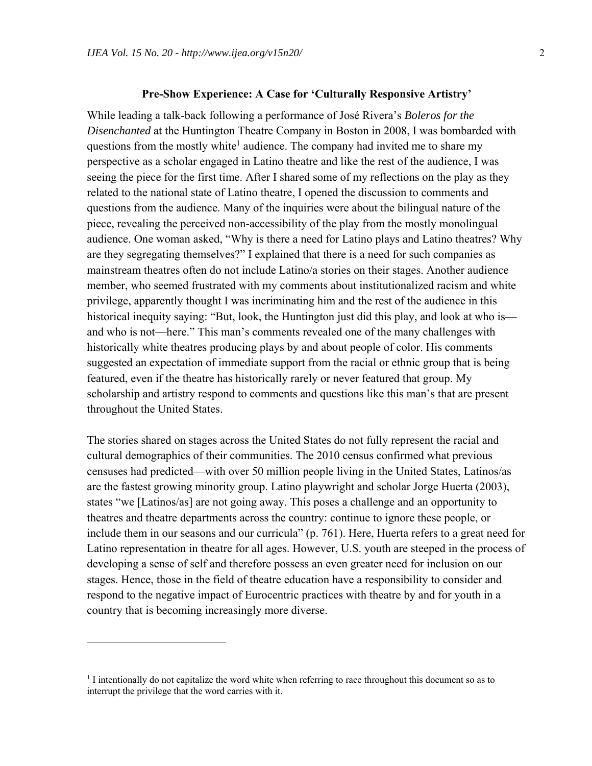### Pre-Show Experience: A Case for 'Culturally Responsive Artistry'

While leading a talk-back following a performance of José Rivera's *Boleros for the Disenchanted* at the Huntington Theatre Company in Boston in 2008, I was bombarded with questions from the mostly white[1] audience. The company had invited me to share my perspective as a scholar engaged in Latino theatre and like the rest of the audience, I was seeing the piece for the first time. After I shared some of my reflections on the play as they related to the national state of Latino theatre, I opened the discussion to comments and questions from the audience. Many of the inquiries were about the bilingual nature of the piece, revealing the perceived non-accessibility of the play from the mostly monolingual audience. One woman asked, "Why is there a need for Latino plays and Latino theatres? Why are they segregating themselves?" I explained that there is a need for such companies as mainstream theatres often do not include Latino/a stories on their stages. Another audience member, who seemed frustrated with my comments about institutionalized racism and white privilege, apparently thought I was incriminating him and the rest of the audience in this historical inequity saying: "But, look, the Huntington just did this play, and look at who is—and who is not—here." This man's comments revealed one of the many challenges with historically white theatres producing plays by and about people of color. His comments suggested an expectation of immediate support from the racial or ethnic group that is being featured, even if the theatre has historically rarely or never featured that group. My scholarship and artistry respond to comments and questions like this man's that are present throughout the United States.

The stories shared on stages across the United States do not fully represent the racial and cultural demographics of their communities. The 2010 census confirmed what previous censuses had predicted—with over 50 million people living in the United States, Latinos/as are the fastest growing minority group. Latino playwright and scholar Jorge Huerta (2003), states "we [Latinos/as] are not going away. This poses a challenge and an opportunity to theatres and theatre departments across the country: continue to ignore these people, or include them in our seasons and our curricula" (p. 761). Here, Huerta refers to a great need for Latino representation in theatre for all ages. However, U.S. youth are steeped in the process of developing a sense of self and therefore possess an even greater need for inclusion on our stages. Hence, those in the field of theatre education have a responsibility to consider and respond to the negative impact of Eurocentric practices with theatre by and for youth in a country that is becoming increasingly more diverse.

---

[1] I intentionally do not capitalize the word white when referring to race throughout this document so as to interrupt the privilege that the word carries with it.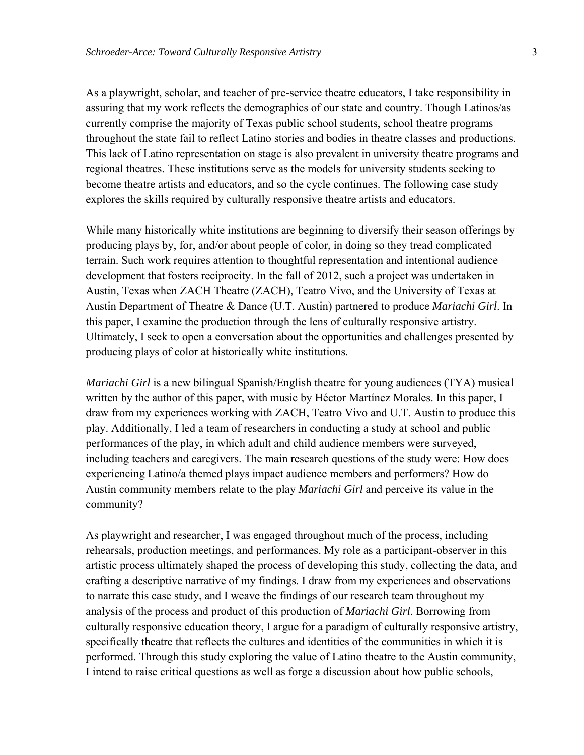As a playwright, scholar, and teacher of pre-service theatre educators, I take responsibility in assuring that my work reflects the demographics of our state and country. Though Latinos/as currently comprise the majority of Texas public school students, school theatre programs throughout the state fail to reflect Latino stories and bodies in theatre classes and productions. This lack of Latino representation on stage is also prevalent in university theatre programs and regional theatres. These institutions serve as the models for university students seeking to become theatre artists and educators, and so the cycle continues. The following case study explores the skills required by culturally responsive theatre artists and educators.

While many historically white institutions are beginning to diversify their season offerings by producing plays by, for, and/or about people of color, in doing so they tread complicated terrain. Such work requires attention to thoughtful representation and intentional audience development that fosters reciprocity. In the fall of 2012, such a project was undertaken in Austin, Texas when ZACH Theatre (ZACH), Teatro Vivo, and the University of Texas at Austin Department of Theatre & Dance (U.T. Austin) partnered to produce *Mariachi Girl*. In this paper, I examine the production through the lens of culturally responsive artistry. Ultimately, I seek to open a conversation about the opportunities and challenges presented by producing plays of color at historically white institutions.

*Mariachi Girl* is a new bilingual Spanish/English theatre for young audiences (TYA) musical written by the author of this paper, with music by Héctor Martínez Morales. In this paper, I draw from my experiences working with ZACH, Teatro Vivo and U.T. Austin to produce this play. Additionally, I led a team of researchers in conducting a study at school and public performances of the play, in which adult and child audience members were surveyed, including teachers and caregivers. The main research questions of the study were: How does experiencing Latino/a themed plays impact audience members and performers? How do Austin community members relate to the play *Mariachi Girl* and perceive its value in the community?

As playwright and researcher, I was engaged throughout much of the process, including rehearsals, production meetings, and performances. My role as a participant-observer in this artistic process ultimately shaped the process of developing this study, collecting the data, and crafting a descriptive narrative of my findings. I draw from my experiences and observations to narrate this case study, and I weave the findings of our research team throughout my analysis of the process and product of this production of *Mariachi Girl*. Borrowing from culturally responsive education theory, I argue for a paradigm of culturally responsive artistry, specifically theatre that reflects the cultures and identities of the communities in which it is performed. Through this study exploring the value of Latino theatre to the Austin community, I intend to raise critical questions as well as forge a discussion about how public schools,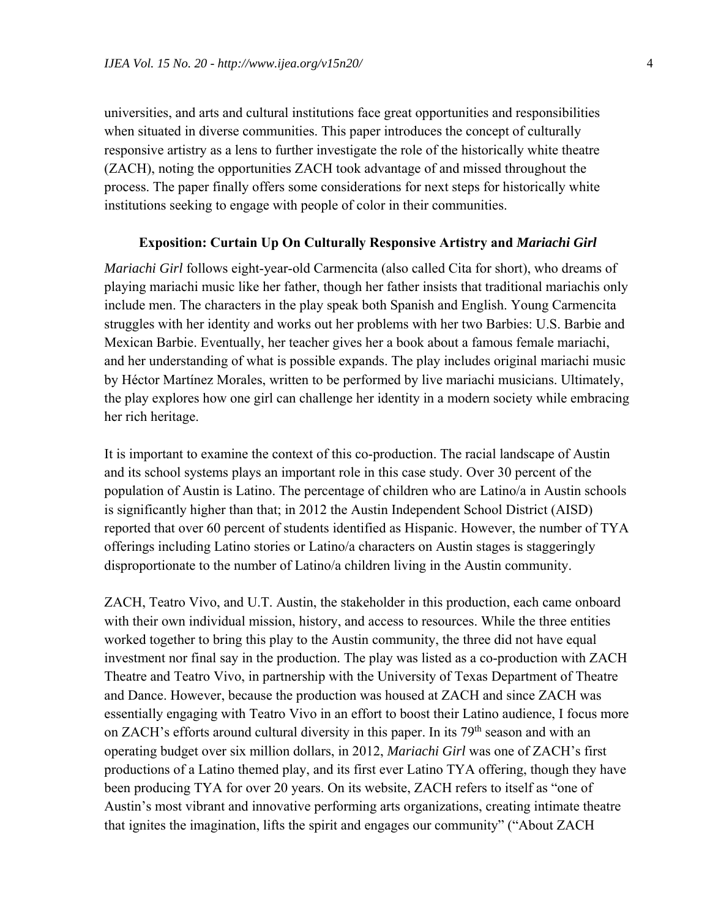universities, and arts and cultural institutions face great opportunities and responsibilities when situated in diverse communities. This paper introduces the concept of culturally responsive artistry as a lens to further investigate the role of the historically white theatre (ZACH), noting the opportunities ZACH took advantage of and missed throughout the process. The paper finally offers some considerations for next steps for historically white institutions seeking to engage with people of color in their communities.

## Exposition: Curtain Up On Culturally Responsive Artistry and *Mariachi Girl*

*Mariachi Girl* follows eight-year-old Carmencita (also called Cita for short), who dreams of playing mariachi music like her father, though her father insists that traditional mariachis only include men. The characters in the play speak both Spanish and English. Young Carmencita struggles with her identity and works out her problems with her two Barbies: U.S. Barbie and Mexican Barbie. Eventually, her teacher gives her a book about a famous female mariachi, and her understanding of what is possible expands. The play includes original mariachi music by Héctor Martínez Morales, written to be performed by live mariachi musicians. Ultimately, the play explores how one girl can challenge her identity in a modern society while embracing her rich heritage.

It is important to examine the context of this co-production. The racial landscape of Austin and its school systems plays an important role in this case study. Over 30 percent of the population of Austin is Latino. The percentage of children who are Latino/a in Austin schools is significantly higher than that; in 2012 the Austin Independent School District (AISD) reported that over 60 percent of students identified as Hispanic. However, the number of TYA offerings including Latino stories or Latino/a characters on Austin stages is staggeringly disproportionate to the number of Latino/a children living in the Austin community.

ZACH, Teatro Vivo, and U.T. Austin, the stakeholder in this production, each came onboard with their own individual mission, history, and access to resources. While the three entities worked together to bring this play to the Austin community, the three did not have equal investment nor final say in the production. The play was listed as a co-production with ZACH Theatre and Teatro Vivo, in partnership with the University of Texas Department of Theatre and Dance. However, because the production was housed at ZACH and since ZACH was essentially engaging with Teatro Vivo in an effort to boost their Latino audience, I focus more on ZACH's efforts around cultural diversity in this paper. In its 79th season and with an operating budget over six million dollars, in 2012, *Mariachi Girl* was one of ZACH's first productions of a Latino themed play, and its first ever Latino TYA offering, though they have been producing TYA for over 20 years. On its website, ZACH refers to itself as "one of Austin's most vibrant and innovative performing arts organizations, creating intimate theatre that ignites the imagination, lifts the spirit and engages our community" ("About ZACH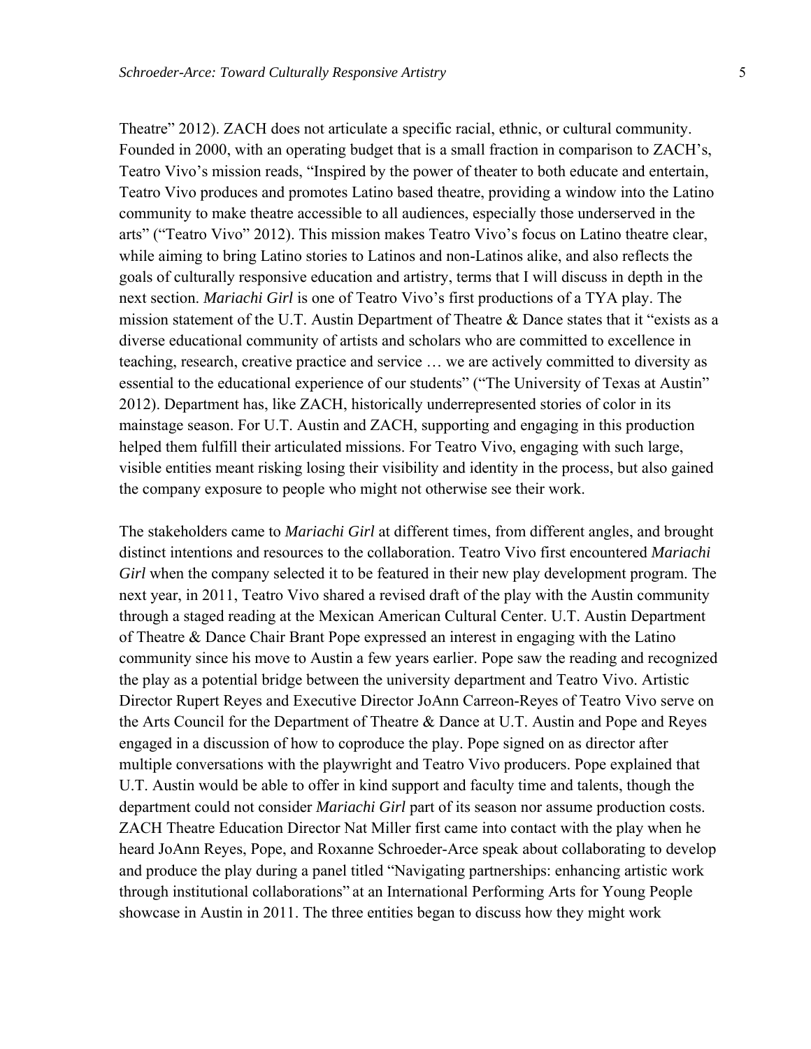Theatre" 2012). ZACH does not articulate a specific racial, ethnic, or cultural community. Founded in 2000, with an operating budget that is a small fraction in comparison to ZACH's, Teatro Vivo's mission reads, "Inspired by the power of theater to both educate and entertain, Teatro Vivo produces and promotes Latino based theatre, providing a window into the Latino community to make theatre accessible to all audiences, especially those underserved in the arts" ("Teatro Vivo" 2012). This mission makes Teatro Vivo's focus on Latino theatre clear, while aiming to bring Latino stories to Latinos and non-Latinos alike, and also reflects the goals of culturally responsive education and artistry, terms that I will discuss in depth in the next section. *Mariachi Girl* is one of Teatro Vivo's first productions of a TYA play. The mission statement of the U.T. Austin Department of Theatre & Dance states that it "exists as a diverse educational community of artists and scholars who are committed to excellence in teaching, research, creative practice and service … we are actively committed to diversity as essential to the educational experience of our students" ("The University of Texas at Austin" 2012). Department has, like ZACH, historically underrepresented stories of color in its mainstage season. For U.T. Austin and ZACH, supporting and engaging in this production helped them fulfill their articulated missions. For Teatro Vivo, engaging with such large, visible entities meant risking losing their visibility and identity in the process, but also gained the company exposure to people who might not otherwise see their work.

The stakeholders came to *Mariachi Girl* at different times, from different angles, and brought distinct intentions and resources to the collaboration. Teatro Vivo first encountered *Mariachi Girl* when the company selected it to be featured in their new play development program. The next year, in 2011, Teatro Vivo shared a revised draft of the play with the Austin community through a staged reading at the Mexican American Cultural Center. U.T. Austin Department of Theatre & Dance Chair Brant Pope expressed an interest in engaging with the Latino community since his move to Austin a few years earlier. Pope saw the reading and recognized the play as a potential bridge between the university department and Teatro Vivo. Artistic Director Rupert Reyes and Executive Director JoAnn Carreon-Reyes of Teatro Vivo serve on the Arts Council for the Department of Theatre & Dance at U.T. Austin and Pope and Reyes engaged in a discussion of how to coproduce the play. Pope signed on as director after multiple conversations with the playwright and Teatro Vivo producers. Pope explained that U.T. Austin would be able to offer in kind support and faculty time and talents, though the department could not consider *Mariachi Girl* part of its season nor assume production costs. ZACH Theatre Education Director Nat Miller first came into contact with the play when he heard JoAnn Reyes, Pope, and Roxanne Schroeder-Arce speak about collaborating to develop and produce the play during a panel titled "Navigating partnerships: enhancing artistic work through institutional collaborations" at an International Performing Arts for Young People showcase in Austin in 2011. The three entities began to discuss how they might work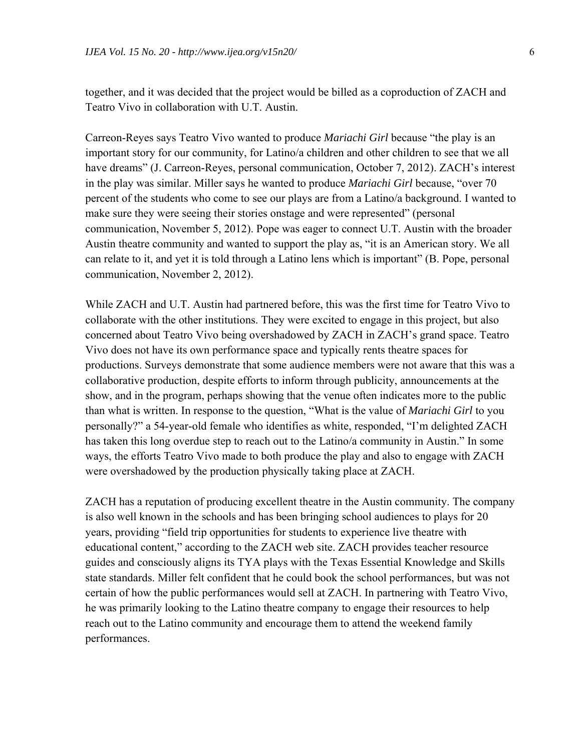together, and it was decided that the project would be billed as a coproduction of ZACH and Teatro Vivo in collaboration with U.T. Austin.

Carreon-Reyes says Teatro Vivo wanted to produce *Mariachi Girl* because "the play is an important story for our community, for Latino/a children and other children to see that we all have dreams" (J. Carreon-Reyes, personal communication, October 7, 2012). ZACH's interest in the play was similar. Miller says he wanted to produce *Mariachi Girl* because, "over 70 percent of the students who come to see our plays are from a Latino/a background. I wanted to make sure they were seeing their stories onstage and were represented" (personal communication, November 5, 2012). Pope was eager to connect U.T. Austin with the broader Austin theatre community and wanted to support the play as, "it is an American story. We all can relate to it, and yet it is told through a Latino lens which is important" (B. Pope, personal communication, November 2, 2012).

While ZACH and U.T. Austin had partnered before, this was the first time for Teatro Vivo to collaborate with the other institutions. They were excited to engage in this project, but also concerned about Teatro Vivo being overshadowed by ZACH in ZACH's grand space. Teatro Vivo does not have its own performance space and typically rents theatre spaces for productions. Surveys demonstrate that some audience members were not aware that this was a collaborative production, despite efforts to inform through publicity, announcements at the show, and in the program, perhaps showing that the venue often indicates more to the public than what is written. In response to the question, "What is the value of *Mariachi Girl* to you personally?" a 54-year-old female who identifies as white, responded, "I'm delighted ZACH has taken this long overdue step to reach out to the Latino/a community in Austin." In some ways, the efforts Teatro Vivo made to both produce the play and also to engage with ZACH were overshadowed by the production physically taking place at ZACH.

ZACH has a reputation of producing excellent theatre in the Austin community. The company is also well known in the schools and has been bringing school audiences to plays for 20 years, providing "field trip opportunities for students to experience live theatre with educational content," according to the ZACH web site. ZACH provides teacher resource guides and consciously aligns its TYA plays with the Texas Essential Knowledge and Skills state standards. Miller felt confident that he could book the school performances, but was not certain of how the public performances would sell at ZACH. In partnering with Teatro Vivo, he was primarily looking to the Latino theatre company to engage their resources to help reach out to the Latino community and encourage them to attend the weekend family performances.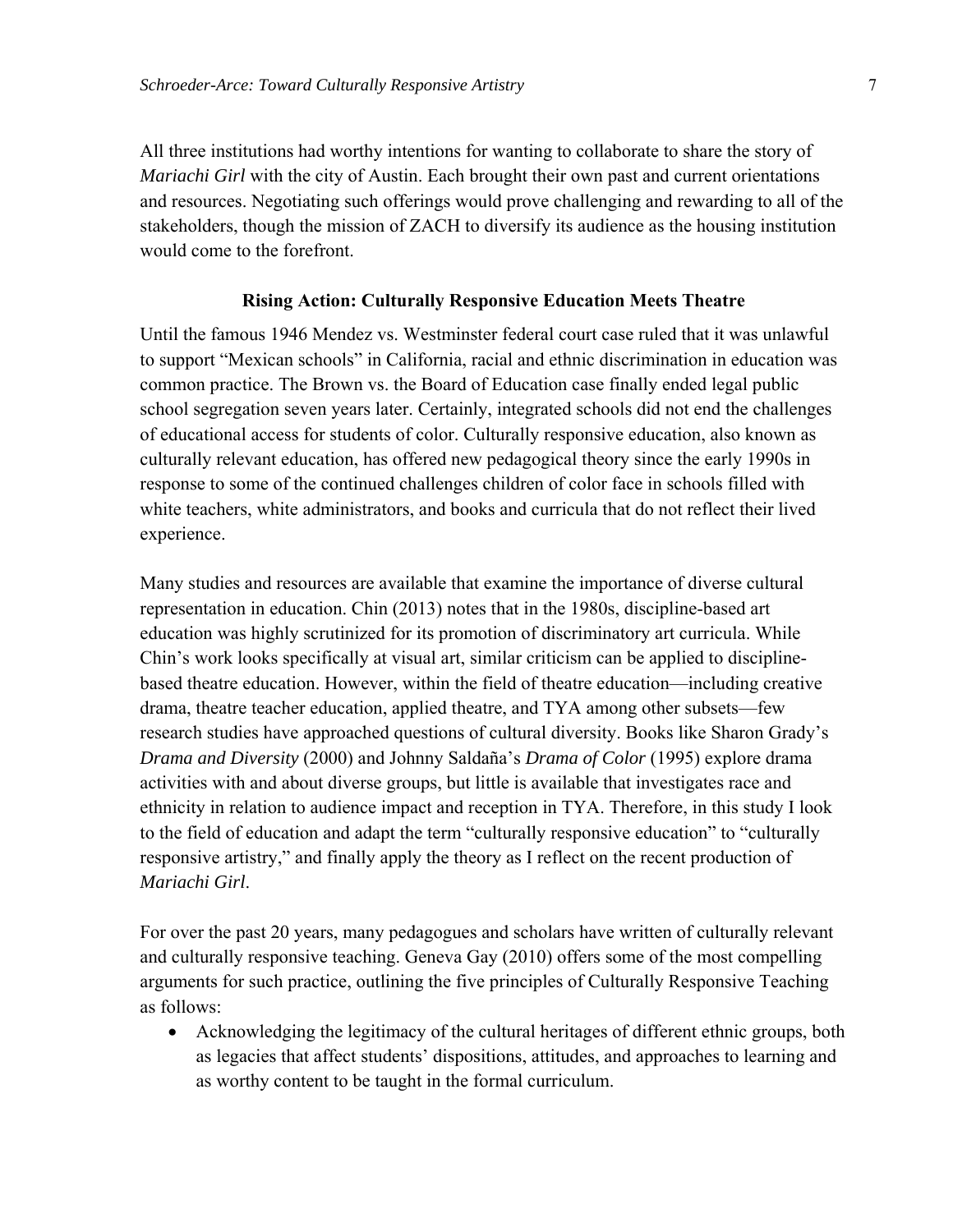All three institutions had worthy intentions for wanting to collaborate to share the story of *Mariachi Girl* with the city of Austin. Each brought their own past and current orientations and resources. Negotiating such offerings would prove challenging and rewarding to all of the stakeholders, though the mission of ZACH to diversify its audience as the housing institution would come to the forefront.

## Rising Action: Culturally Responsive Education Meets Theatre

Until the famous 1946 Mendez vs. Westminster federal court case ruled that it was unlawful to support "Mexican schools" in California, racial and ethnic discrimination in education was common practice. The Brown vs. the Board of Education case finally ended legal public school segregation seven years later. Certainly, integrated schools did not end the challenges of educational access for students of color. Culturally responsive education, also known as culturally relevant education, has offered new pedagogical theory since the early 1990s in response to some of the continued challenges children of color face in schools filled with white teachers, white administrators, and books and curricula that do not reflect their lived experience.

Many studies and resources are available that examine the importance of diverse cultural representation in education. Chin (2013) notes that in the 1980s, discipline-based art education was highly scrutinized for its promotion of discriminatory art curricula. While Chin's work looks specifically at visual art, similar criticism can be applied to discipline-based theatre education. However, within the field of theatre education—including creative drama, theatre teacher education, applied theatre, and TYA among other subsets—few research studies have approached questions of cultural diversity. Books like Sharon Grady's *Drama and Diversity* (2000) and Johnny Saldaña's *Drama of Color* (1995) explore drama activities with and about diverse groups, but little is available that investigates race and ethnicity in relation to audience impact and reception in TYA. Therefore, in this study I look to the field of education and adapt the term "culturally responsive education" to "culturally responsive artistry," and finally apply the theory as I reflect on the recent production of *Mariachi Girl*.

For over the past 20 years, many pedagogues and scholars have written of culturally relevant and culturally responsive teaching. Geneva Gay (2010) offers some of the most compelling arguments for such practice, outlining the five principles of Culturally Responsive Teaching as follows:

- Acknowledging the legitimacy of the cultural heritages of different ethnic groups, both as legacies that affect students' dispositions, attitudes, and approaches to learning and as worthy content to be taught in the formal curriculum.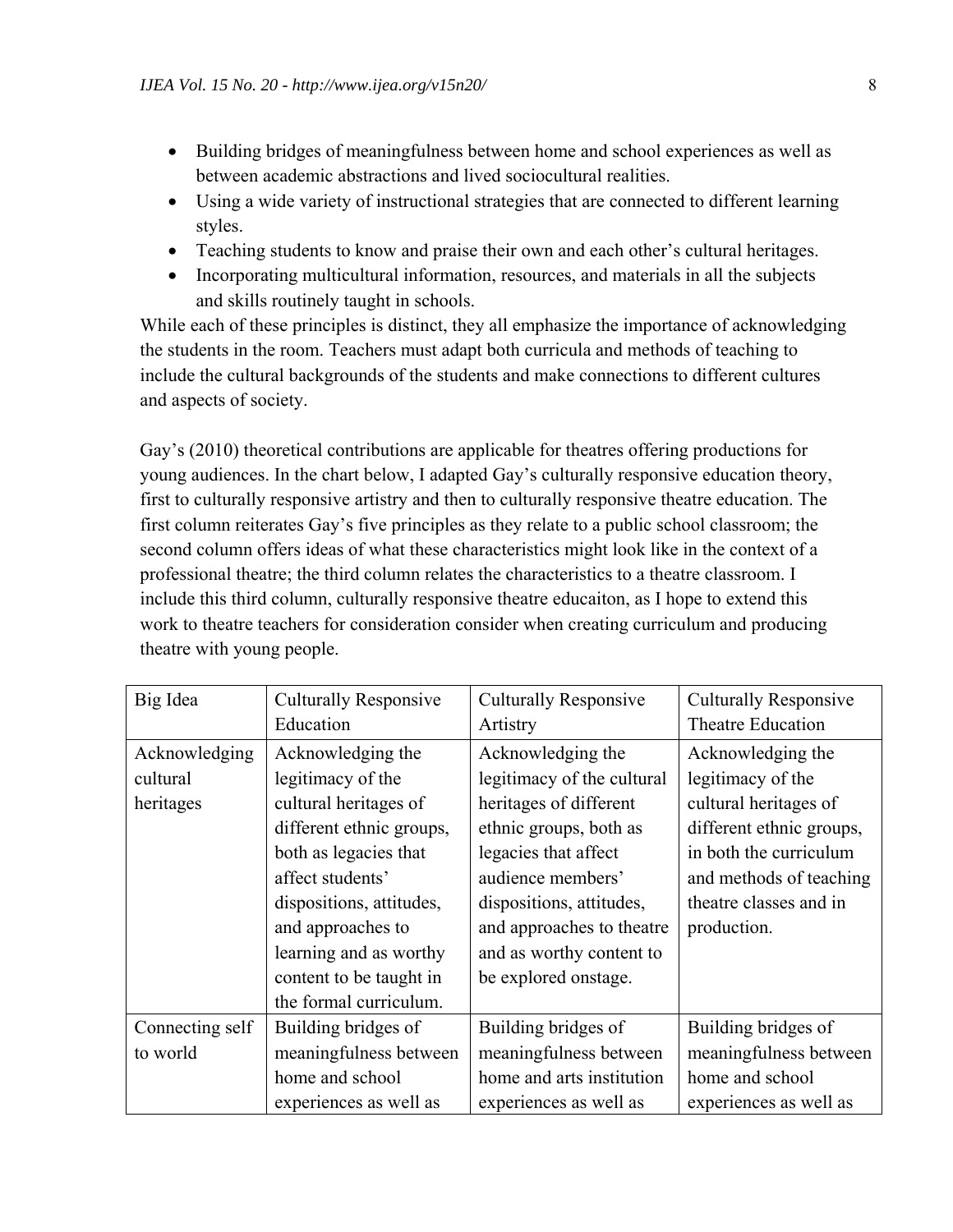- Building bridges of meaningfulness between home and school experiences as well as between academic abstractions and lived sociocultural realities.
- Using a wide variety of instructional strategies that are connected to different learning styles.
- Teaching students to know and praise their own and each other's cultural heritages.
- Incorporating multicultural information, resources, and materials in all the subjects and skills routinely taught in schools.

While each of these principles is distinct, they all emphasize the importance of acknowledging the students in the room. Teachers must adapt both curricula and methods of teaching to include the cultural backgrounds of the students and make connections to different cultures and aspects of society.

Gay's (2010) theoretical contributions are applicable for theatres offering productions for young audiences. In the chart below, I adapted Gay's culturally responsive education theory, first to culturally responsive artistry and then to culturally responsive theatre education. The first column reiterates Gay's five principles as they relate to a public school classroom; the second column offers ideas of what these characteristics might look like in the context of a professional theatre; the third column relates the characteristics to a theatre classroom. I include this third column, culturally responsive theatre educaiton, as I hope to extend this work to theatre teachers for consideration consider when creating curriculum and producing theatre with young people.

| Big Idea | Culturally Responsive Education | Culturally Responsive Artistry | Culturally Responsive Theatre Education |
|---|---|---|---|
| Acknowledging cultural heritages | Acknowledging the legitimacy of the cultural heritages of different ethnic groups, both as legacies that affect students' dispositions, attitudes, and approaches to learning and as worthy content to be taught in the formal curriculum. | Acknowledging the legitimacy of the cultural heritages of different ethnic groups, both as legacies that affect audience members' dispositions, attitudes, and approaches to theatre and as worthy content to be explored onstage. | Acknowledging the legitimacy of the cultural heritages of different ethnic groups, in both the curriculum and methods of teaching theatre classes and in production. |
| Connecting self to world | Building bridges of meaningfulness between home and school experiences as well as | Building bridges of meaningfulness between home and arts institution experiences as well as | Building bridges of meaningfulness between home and school experiences as well as |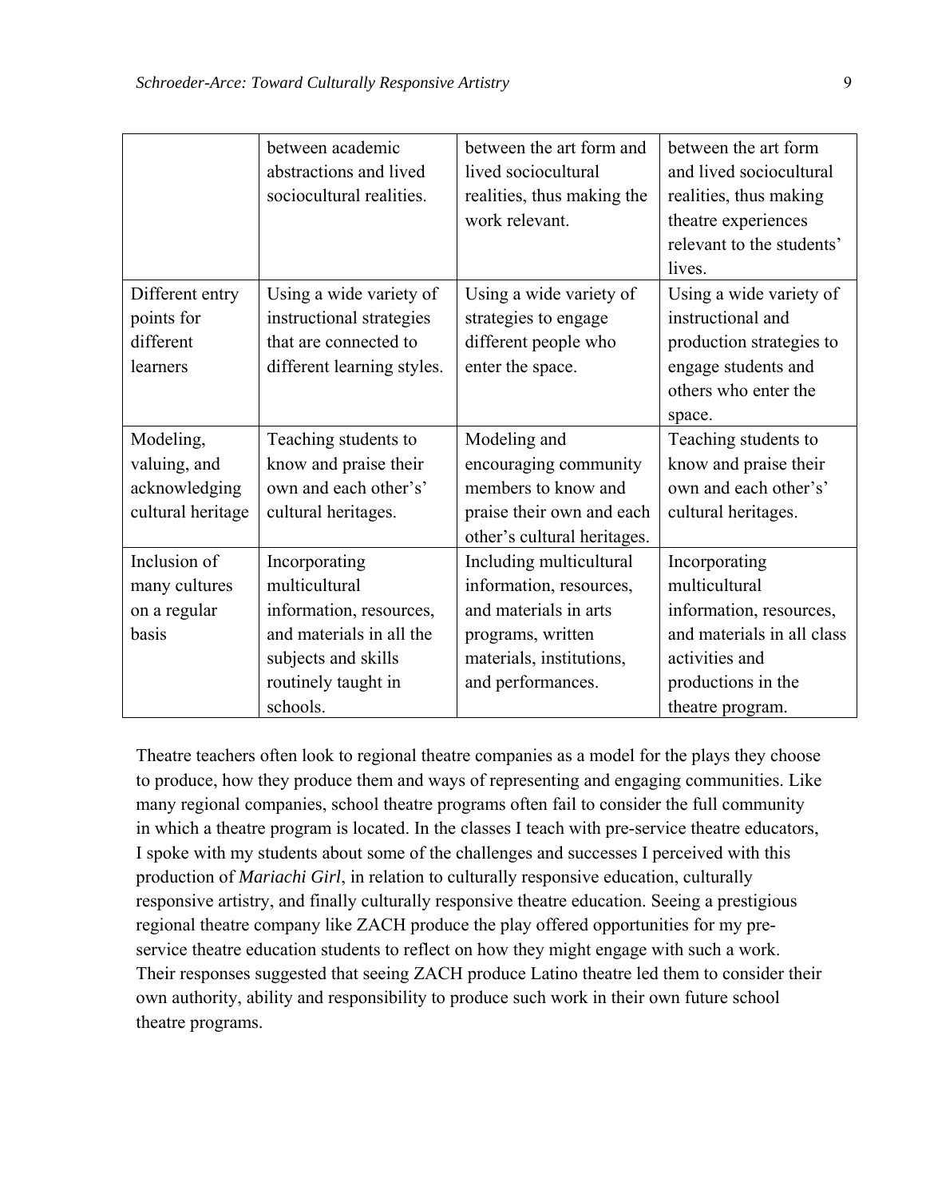| | between academic abstractions and lived sociocultural realities. | between the art form and lived sociocultural realities, thus making the work relevant. | between the art form and lived sociocultural realities, thus making theatre experiences relevant to the students' lives. |
|---|---|---|---|
| Different entry points for different learners | Using a wide variety of instructional strategies that are connected to different learning styles. | Using a wide variety of strategies to engage different people who enter the space. | Using a wide variety of instructional and production strategies to engage students and others who enter the space. |
| Modeling, valuing, and acknowledging cultural heritage | Teaching students to know and praise their own and each other's' cultural heritages. | Modeling and encouraging community members to know and praise their own and each other's cultural heritages. | Teaching students to know and praise their own and each other's' cultural heritages. |
| Inclusion of many cultures on a regular basis | Incorporating multicultural information, resources, and materials in all the subjects and skills routinely taught in schools. | Including multicultural information, resources, and materials in arts programs, written materials, institutions, and performances. | Incorporating multicultural information, resources, and materials in all class activities and productions in the theatre program. |

Theatre teachers often look to regional theatre companies as a model for the plays they choose to produce, how they produce them and ways of representing and engaging communities. Like many regional companies, school theatre programs often fail to consider the full community in which a theatre program is located. In the classes I teach with pre-service theatre educators, I spoke with my students about some of the challenges and successes I perceived with this production of *Mariachi Girl*, in relation to culturally responsive education, culturally responsive artistry, and finally culturally responsive theatre education. Seeing a prestigious regional theatre company like ZACH produce the play offered opportunities for my pre-service theatre education students to reflect on how they might engage with such a work. Their responses suggested that seeing ZACH produce Latino theatre led them to consider their own authority, ability and responsibility to produce such work in their own future school theatre programs.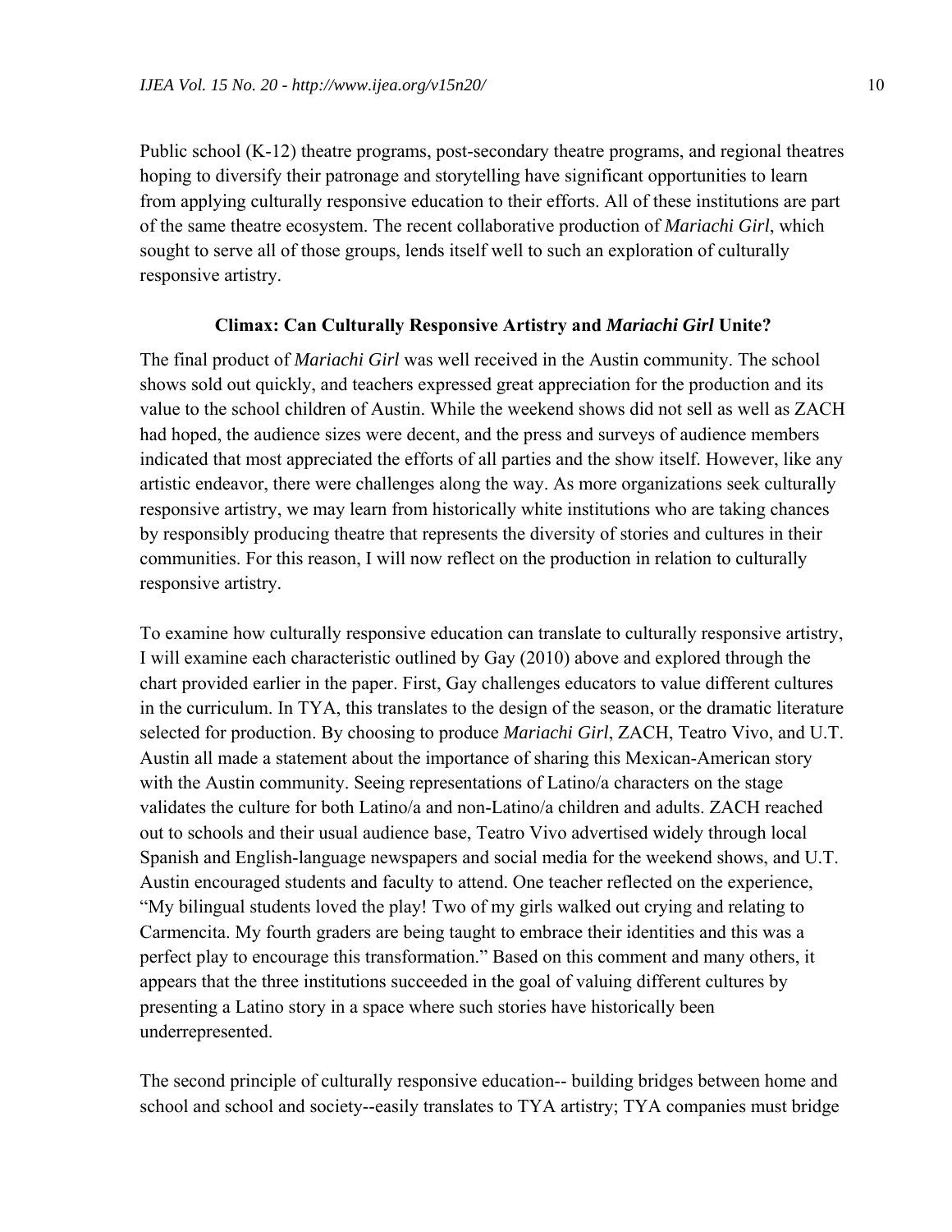Public school (K-12) theatre programs, post-secondary theatre programs, and regional theatres hoping to diversify their patronage and storytelling have significant opportunities to learn from applying culturally responsive education to their efforts. All of these institutions are part of the same theatre ecosystem. The recent collaborative production of *Mariachi Girl*, which sought to serve all of those groups, lends itself well to such an exploration of culturally responsive artistry.

## Climax: Can Culturally Responsive Artistry and *Mariachi Girl* Unite?

The final product of *Mariachi Girl* was well received in the Austin community. The school shows sold out quickly, and teachers expressed great appreciation for the production and its value to the school children of Austin. While the weekend shows did not sell as well as ZACH had hoped, the audience sizes were decent, and the press and surveys of audience members indicated that most appreciated the efforts of all parties and the show itself. However, like any artistic endeavor, there were challenges along the way. As more organizations seek culturally responsive artistry, we may learn from historically white institutions who are taking chances by responsibly producing theatre that represents the diversity of stories and cultures in their communities. For this reason, I will now reflect on the production in relation to culturally responsive artistry.

To examine how culturally responsive education can translate to culturally responsive artistry, I will examine each characteristic outlined by Gay (2010) above and explored through the chart provided earlier in the paper. First, Gay challenges educators to value different cultures in the curriculum. In TYA, this translates to the design of the season, or the dramatic literature selected for production. By choosing to produce *Mariachi Girl*, ZACH, Teatro Vivo, and U.T. Austin all made a statement about the importance of sharing this Mexican-American story with the Austin community. Seeing representations of Latino/a characters on the stage validates the culture for both Latino/a and non-Latino/a children and adults. ZACH reached out to schools and their usual audience base, Teatro Vivo advertised widely through local Spanish and English-language newspapers and social media for the weekend shows, and U.T. Austin encouraged students and faculty to attend. One teacher reflected on the experience, "My bilingual students loved the play! Two of my girls walked out crying and relating to Carmencita. My fourth graders are being taught to embrace their identities and this was a perfect play to encourage this transformation." Based on this comment and many others, it appears that the three institutions succeeded in the goal of valuing different cultures by presenting a Latino story in a space where such stories have historically been underrepresented.

The second principle of culturally responsive education-- building bridges between home and school and school and society--easily translates to TYA artistry; TYA companies must bridge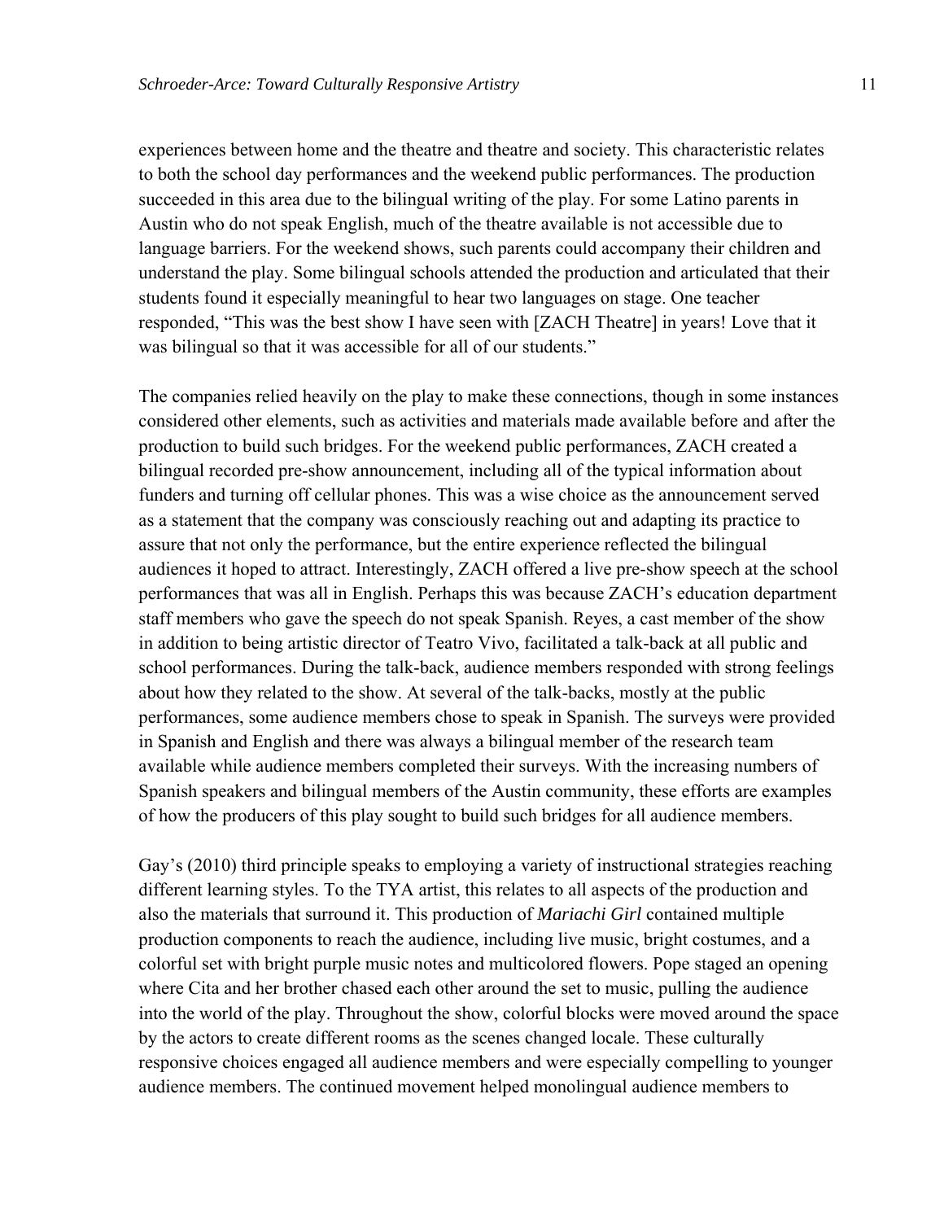experiences between home and the theatre and theatre and society. This characteristic relates to both the school day performances and the weekend public performances. The production succeeded in this area due to the bilingual writing of the play. For some Latino parents in Austin who do not speak English, much of the theatre available is not accessible due to language barriers. For the weekend shows, such parents could accompany their children and understand the play. Some bilingual schools attended the production and articulated that their students found it especially meaningful to hear two languages on stage. One teacher responded, "This was the best show I have seen with [ZACH Theatre] in years! Love that it was bilingual so that it was accessible for all of our students."

The companies relied heavily on the play to make these connections, though in some instances considered other elements, such as activities and materials made available before and after the production to build such bridges. For the weekend public performances, ZACH created a bilingual recorded pre-show announcement, including all of the typical information about funders and turning off cellular phones. This was a wise choice as the announcement served as a statement that the company was consciously reaching out and adapting its practice to assure that not only the performance, but the entire experience reflected the bilingual audiences it hoped to attract. Interestingly, ZACH offered a live pre-show speech at the school performances that was all in English. Perhaps this was because ZACH's education department staff members who gave the speech do not speak Spanish. Reyes, a cast member of the show in addition to being artistic director of Teatro Vivo, facilitated a talk-back at all public and school performances. During the talk-back, audience members responded with strong feelings about how they related to the show. At several of the talk-backs, mostly at the public performances, some audience members chose to speak in Spanish. The surveys were provided in Spanish and English and there was always a bilingual member of the research team available while audience members completed their surveys. With the increasing numbers of Spanish speakers and bilingual members of the Austin community, these efforts are examples of how the producers of this play sought to build such bridges for all audience members.

Gay's (2010) third principle speaks to employing a variety of instructional strategies reaching different learning styles. To the TYA artist, this relates to all aspects of the production and also the materials that surround it. This production of *Mariachi Girl* contained multiple production components to reach the audience, including live music, bright costumes, and a colorful set with bright purple music notes and multicolored flowers. Pope staged an opening where Cita and her brother chased each other around the set to music, pulling the audience into the world of the play. Throughout the show, colorful blocks were moved around the space by the actors to create different rooms as the scenes changed locale. These culturally responsive choices engaged all audience members and were especially compelling to younger audience members. The continued movement helped monolingual audience members to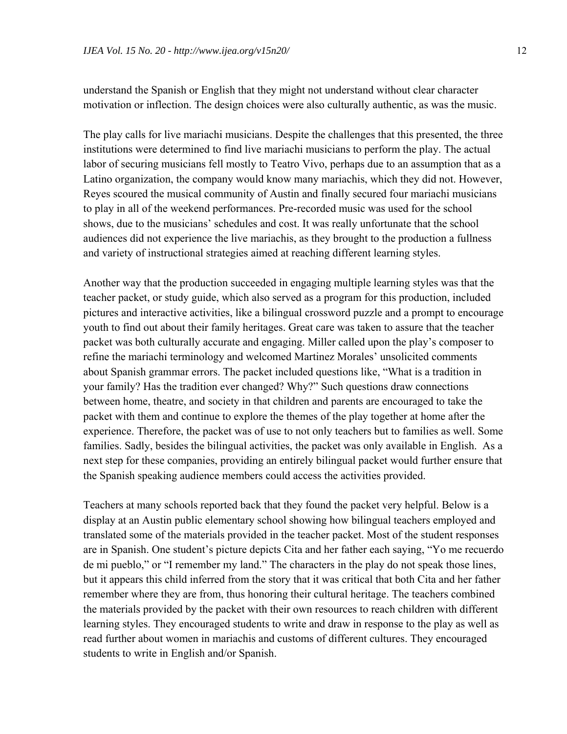understand the Spanish or English that they might not understand without clear character motivation or inflection. The design choices were also culturally authentic, as was the music.

The play calls for live mariachi musicians. Despite the challenges that this presented, the three institutions were determined to find live mariachi musicians to perform the play. The actual labor of securing musicians fell mostly to Teatro Vivo, perhaps due to an assumption that as a Latino organization, the company would know many mariachis, which they did not. However, Reyes scoured the musical community of Austin and finally secured four mariachi musicians to play in all of the weekend performances. Pre-recorded music was used for the school shows, due to the musicians' schedules and cost. It was really unfortunate that the school audiences did not experience the live mariachis, as they brought to the production a fullness and variety of instructional strategies aimed at reaching different learning styles.

Another way that the production succeeded in engaging multiple learning styles was that the teacher packet, or study guide, which also served as a program for this production, included pictures and interactive activities, like a bilingual crossword puzzle and a prompt to encourage youth to find out about their family heritages. Great care was taken to assure that the teacher packet was both culturally accurate and engaging. Miller called upon the play's composer to refine the mariachi terminology and welcomed Martinez Morales' unsolicited comments about Spanish grammar errors. The packet included questions like, "What is a tradition in your family? Has the tradition ever changed? Why?" Such questions draw connections between home, theatre, and society in that children and parents are encouraged to take the packet with them and continue to explore the themes of the play together at home after the experience. Therefore, the packet was of use to not only teachers but to families as well. Some families. Sadly, besides the bilingual activities, the packet was only available in English. As a next step for these companies, providing an entirely bilingual packet would further ensure that the Spanish speaking audience members could access the activities provided.

Teachers at many schools reported back that they found the packet very helpful. Below is a display at an Austin public elementary school showing how bilingual teachers employed and translated some of the materials provided in the teacher packet. Most of the student responses are in Spanish. One student's picture depicts Cita and her father each saying, "Yo me recuerdo de mi pueblo," or "I remember my land." The characters in the play do not speak those lines, but it appears this child inferred from the story that it was critical that both Cita and her father remember where they are from, thus honoring their cultural heritage. The teachers combined the materials provided by the packet with their own resources to reach children with different learning styles. They encouraged students to write and draw in response to the play as well as read further about women in mariachis and customs of different cultures. They encouraged students to write in English and/or Spanish.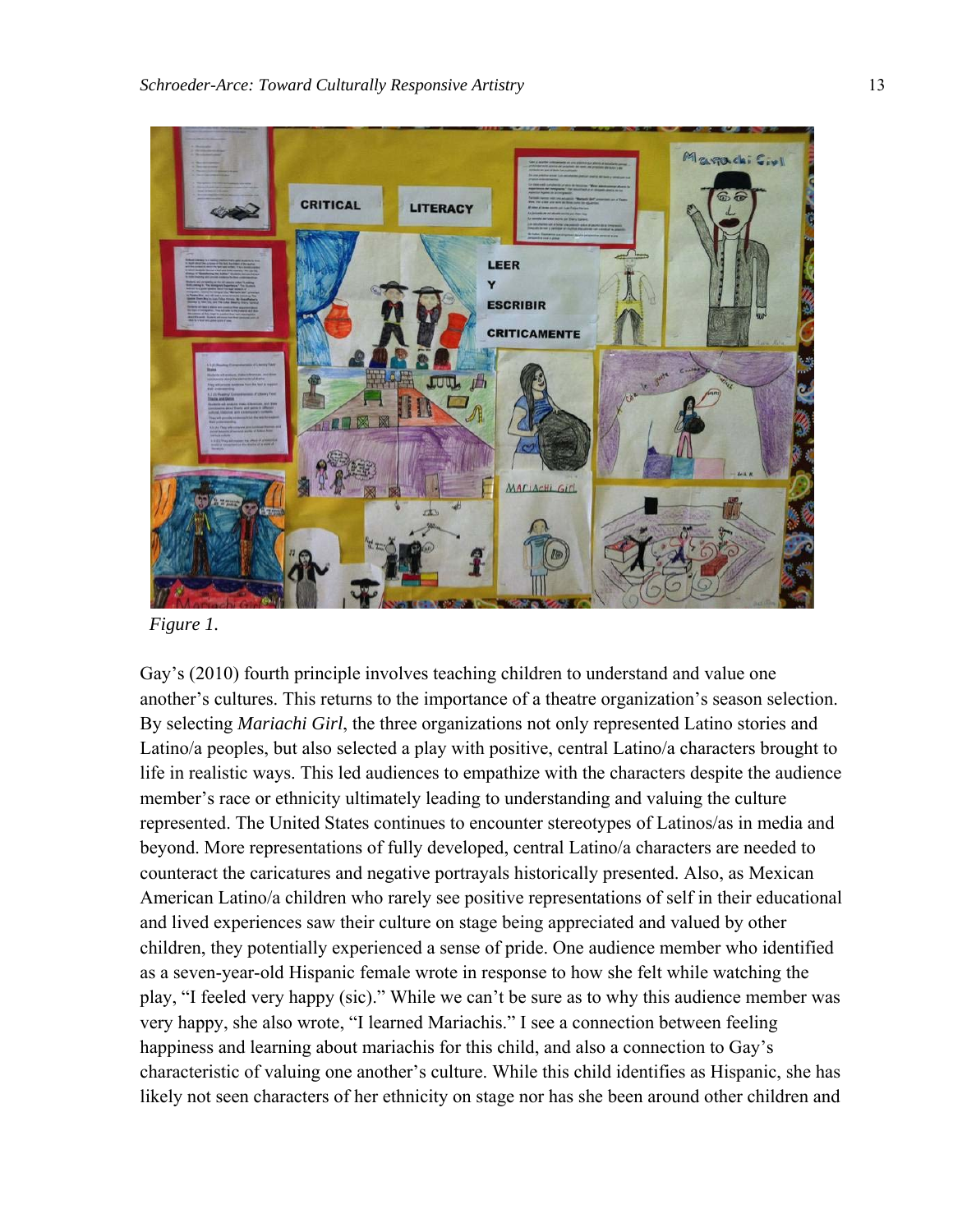*Figure 1.*

Gay's (2010) fourth principle involves teaching children to understand and value one another's cultures. This returns to the importance of a theatre organization's season selection. By selecting *Mariachi Girl*, the three organizations not only represented Latino stories and Latino/a peoples, but also selected a play with positive, central Latino/a characters brought to life in realistic ways. This led audiences to empathize with the characters despite the audience member's race or ethnicity ultimately leading to understanding and valuing the culture represented. The United States continues to encounter stereotypes of Latinos/as in media and beyond. More representations of fully developed, central Latino/a characters are needed to counteract the caricatures and negative portrayals historically presented. Also, as Mexican American Latino/a children who rarely see positive representations of self in their educational and lived experiences saw their culture on stage being appreciated and valued by other children, they potentially experienced a sense of pride. One audience member who identified as a seven-year-old Hispanic female wrote in response to how she felt while watching the play, "I feeled very happy (sic)." While we can't be sure as to why this audience member was very happy, she also wrote, "I learned Mariachis." I see a connection between feeling happiness and learning about mariachis for this child, and also a connection to Gay's characteristic of valuing one another's culture. While this child identifies as Hispanic, she has likely not seen characters of her ethnicity on stage nor has she been around other children and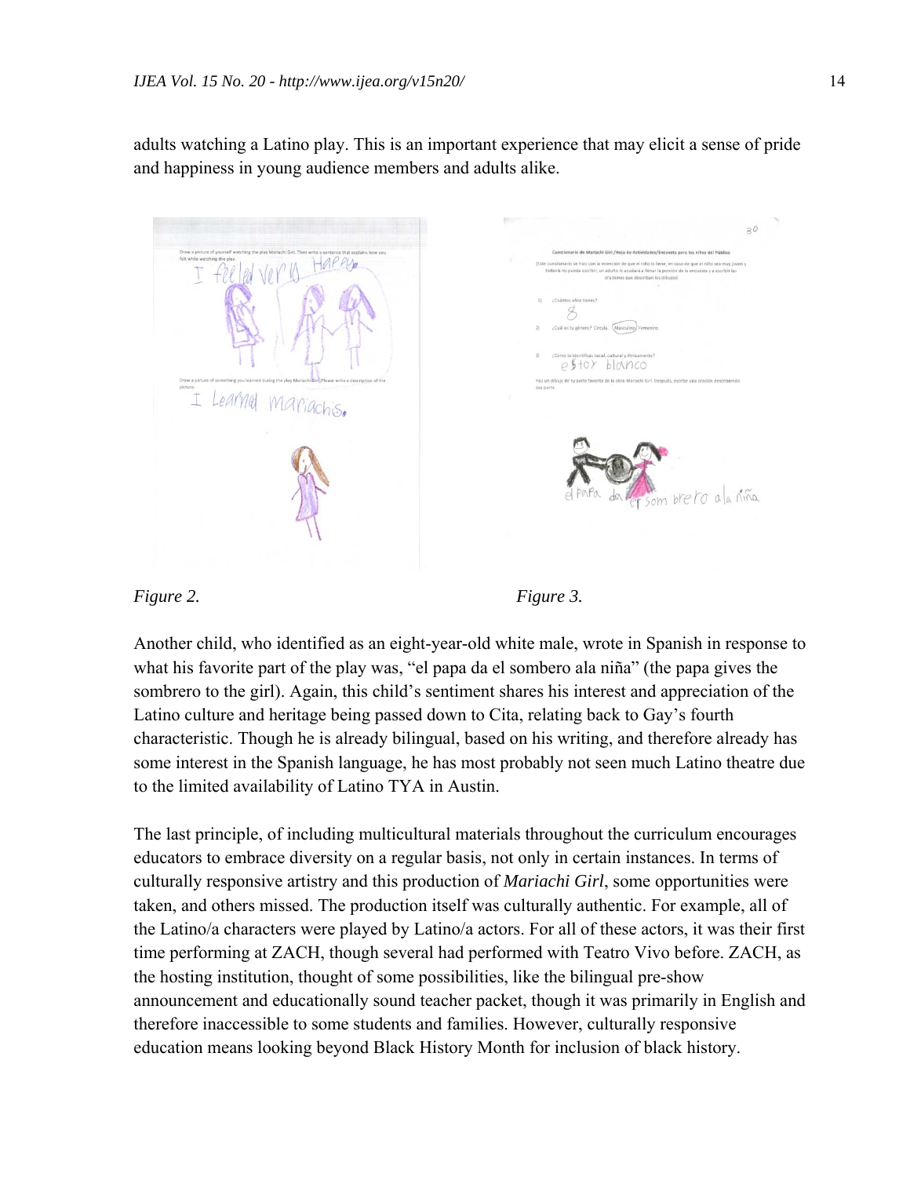adults watching a Latino play. This is an important experience that may elicit a sense of pride and happiness in young audience members and adults alike.

*Figure 2.*

*Figure 3.*

Another child, who identified as an eight-year-old white male, wrote in Spanish in response to what his favorite part of the play was, "el papa da el sombero ala niña" (the papa gives the sombrero to the girl). Again, this child's sentiment shares his interest and appreciation of the Latino culture and heritage being passed down to Cita, relating back to Gay's fourth characteristic. Though he is already bilingual, based on his writing, and therefore already has some interest in the Spanish language, he has most probably not seen much Latino theatre due to the limited availability of Latino TYA in Austin.

The last principle, of including multicultural materials throughout the curriculum encourages educators to embrace diversity on a regular basis, not only in certain instances. In terms of culturally responsive artistry and this production of *Mariachi Girl*, some opportunities were taken, and others missed. The production itself was culturally authentic. For example, all of the Latino/a characters were played by Latino/a actors. For all of these actors, it was their first time performing at ZACH, though several had performed with Teatro Vivo before. ZACH, as the hosting institution, thought of some possibilities, like the bilingual pre-show announcement and educationally sound teacher packet, though it was primarily in English and therefore inaccessible to some students and families. However, culturally responsive education means looking beyond Black History Month for inclusion of black history.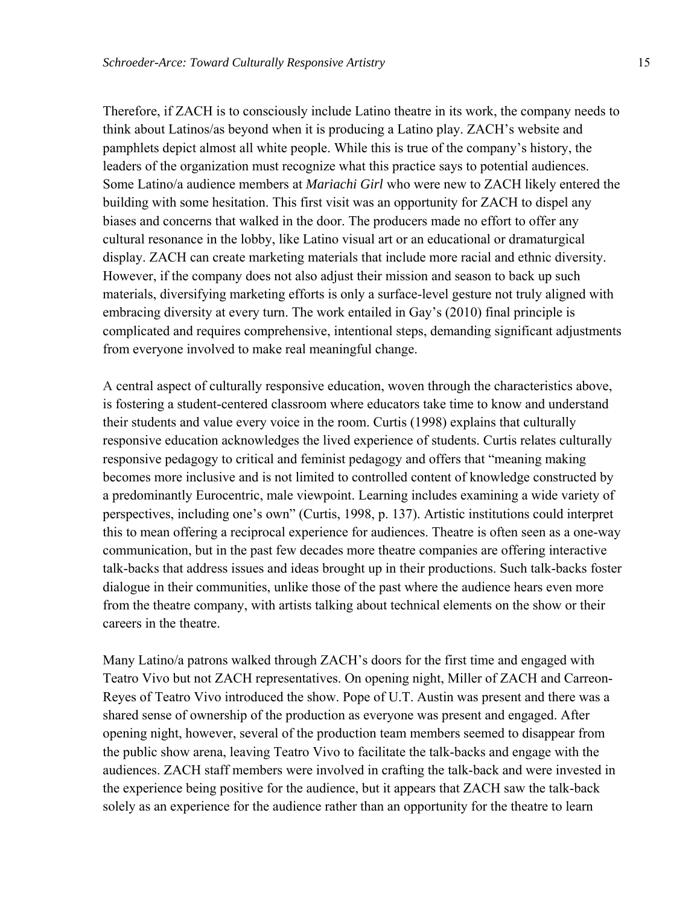Therefore, if ZACH is to consciously include Latino theatre in its work, the company needs to think about Latinos/as beyond when it is producing a Latino play. ZACH's website and pamphlets depict almost all white people. While this is true of the company's history, the leaders of the organization must recognize what this practice says to potential audiences. Some Latino/a audience members at *Mariachi Girl* who were new to ZACH likely entered the building with some hesitation. This first visit was an opportunity for ZACH to dispel any biases and concerns that walked in the door. The producers made no effort to offer any cultural resonance in the lobby, like Latino visual art or an educational or dramaturgical display. ZACH can create marketing materials that include more racial and ethnic diversity. However, if the company does not also adjust their mission and season to back up such materials, diversifying marketing efforts is only a surface-level gesture not truly aligned with embracing diversity at every turn. The work entailed in Gay's (2010) final principle is complicated and requires comprehensive, intentional steps, demanding significant adjustments from everyone involved to make real meaningful change.

A central aspect of culturally responsive education, woven through the characteristics above, is fostering a student-centered classroom where educators take time to know and understand their students and value every voice in the room. Curtis (1998) explains that culturally responsive education acknowledges the lived experience of students. Curtis relates culturally responsive pedagogy to critical and feminist pedagogy and offers that "meaning making becomes more inclusive and is not limited to controlled content of knowledge constructed by a predominantly Eurocentric, male viewpoint. Learning includes examining a wide variety of perspectives, including one's own" (Curtis, 1998, p. 137). Artistic institutions could interpret this to mean offering a reciprocal experience for audiences. Theatre is often seen as a one-way communication, but in the past few decades more theatre companies are offering interactive talk-backs that address issues and ideas brought up in their productions. Such talk-backs foster dialogue in their communities, unlike those of the past where the audience hears even more from the theatre company, with artists talking about technical elements on the show or their careers in the theatre.

Many Latino/a patrons walked through ZACH's doors for the first time and engaged with Teatro Vivo but not ZACH representatives. On opening night, Miller of ZACH and Carreon-Reyes of Teatro Vivo introduced the show. Pope of U.T. Austin was present and there was a shared sense of ownership of the production as everyone was present and engaged. After opening night, however, several of the production team members seemed to disappear from the public show arena, leaving Teatro Vivo to facilitate the talk-backs and engage with the audiences. ZACH staff members were involved in crafting the talk-back and were invested in the experience being positive for the audience, but it appears that ZACH saw the talk-back solely as an experience for the audience rather than an opportunity for the theatre to learn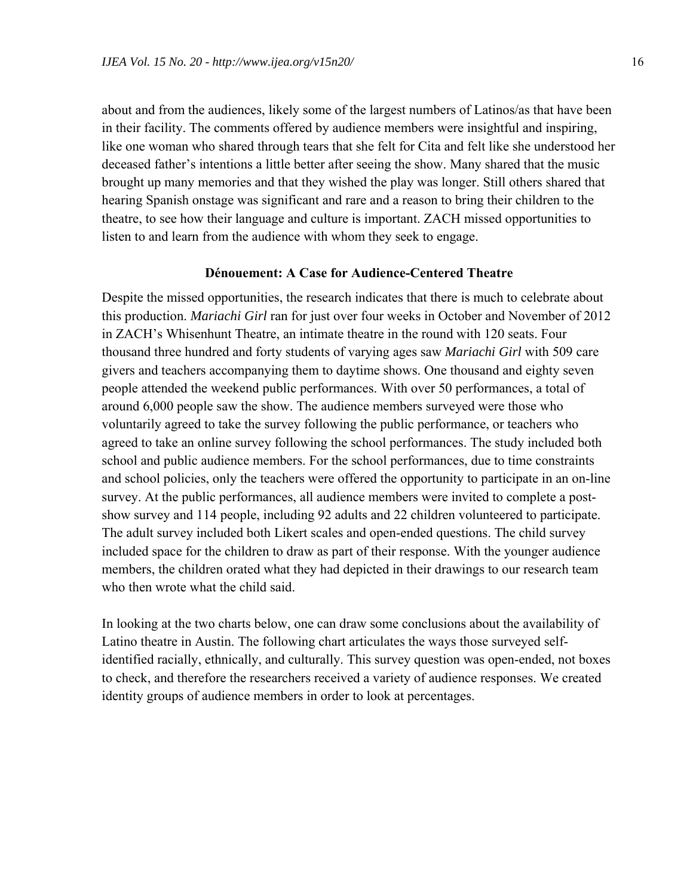about and from the audiences, likely some of the largest numbers of Latinos/as that have been in their facility. The comments offered by audience members were insightful and inspiring, like one woman who shared through tears that she felt for Cita and felt like she understood her deceased father's intentions a little better after seeing the show. Many shared that the music brought up many memories and that they wished the play was longer. Still others shared that hearing Spanish onstage was significant and rare and a reason to bring their children to the theatre, to see how their language and culture is important. ZACH missed opportunities to listen to and learn from the audience with whom they seek to engage.

## Dénouement: A Case for Audience-Centered Theatre

Despite the missed opportunities, the research indicates that there is much to celebrate about this production. *Mariachi Girl* ran for just over four weeks in October and November of 2012 in ZACH's Whisenhunt Theatre, an intimate theatre in the round with 120 seats. Four thousand three hundred and forty students of varying ages saw *Mariachi Girl* with 509 care givers and teachers accompanying them to daytime shows. One thousand and eighty seven people attended the weekend public performances. With over 50 performances, a total of around 6,000 people saw the show. The audience members surveyed were those who voluntarily agreed to take the survey following the public performance, or teachers who agreed to take an online survey following the school performances. The study included both school and public audience members. For the school performances, due to time constraints and school policies, only the teachers were offered the opportunity to participate in an on-line survey. At the public performances, all audience members were invited to complete a post-show survey and 114 people, including 92 adults and 22 children volunteered to participate. The adult survey included both Likert scales and open-ended questions. The child survey included space for the children to draw as part of their response. With the younger audience members, the children orated what they had depicted in their drawings to our research team who then wrote what the child said.

In looking at the two charts below, one can draw some conclusions about the availability of Latino theatre in Austin. The following chart articulates the ways those surveyed self-identified racially, ethnically, and culturally. This survey question was open-ended, not boxes to check, and therefore the researchers received a variety of audience responses. We created identity groups of audience members in order to look at percentages.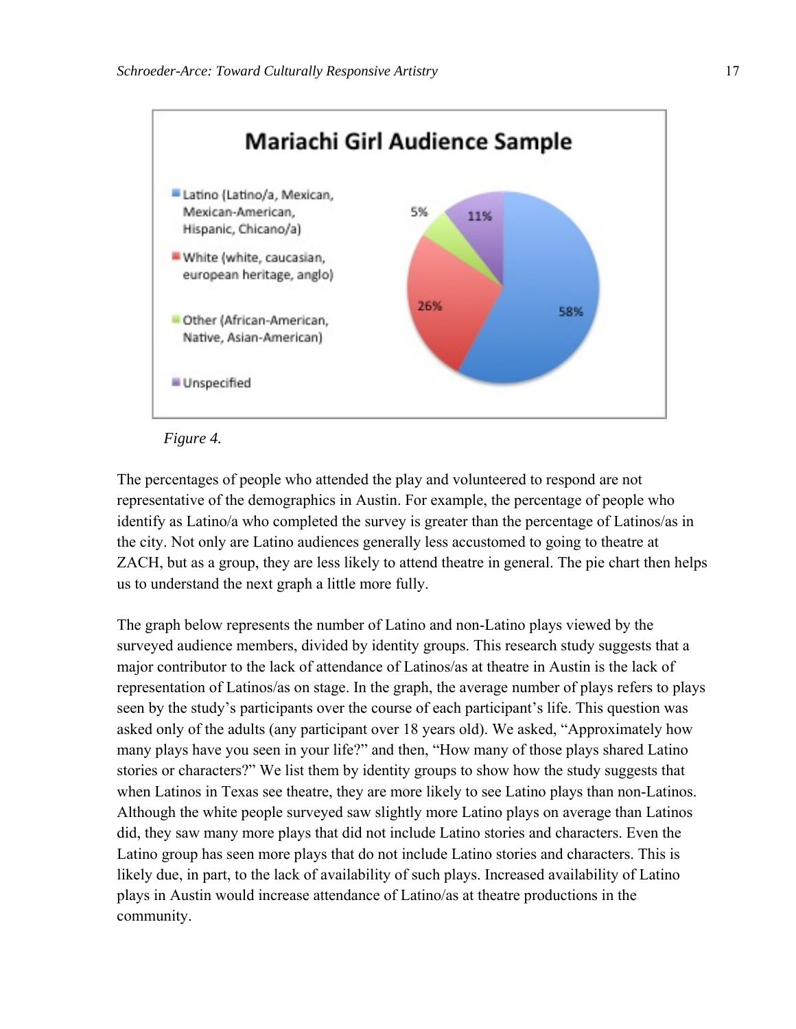## Mariachi Girl Audience Sample

- Latino (Latino/a, Mexican, Mexican-American, Hispanic, Chicano/a): 58%
- White (white, caucasian, european heritage, anglo): 26%
- Other (African-American, Native, Asian-American): 5%
- Unspecified: 11%

*Figure 4.*

The percentages of people who attended the play and volunteered to respond are not representative of the demographics in Austin. For example, the percentage of people who identify as Latino/a who completed the survey is greater than the percentage of Latinos/as in the city. Not only are Latino audiences generally less accustomed to going to theatre at ZACH, but as a group, they are less likely to attend theatre in general. The pie chart then helps us to understand the next graph a little more fully.

The graph below represents the number of Latino and non-Latino plays viewed by the surveyed audience members, divided by identity groups. This research study suggests that a major contributor to the lack of attendance of Latinos/as at theatre in Austin is the lack of representation of Latinos/as on stage. In the graph, the average number of plays refers to plays seen by the study's participants over the course of each participant's life. This question was asked only of the adults (any participant over 18 years old). We asked, "Approximately how many plays have you seen in your life?" and then, "How many of those plays shared Latino stories or characters?" We list them by identity groups to show how the study suggests that when Latinos in Texas see theatre, they are more likely to see Latino plays than non-Latinos. Although the white people surveyed saw slightly more Latino plays on average than Latinos did, they saw many more plays that did not include Latino stories and characters. Even the Latino group has seen more plays that do not include Latino stories and characters. This is likely due, in part, to the lack of availability of such plays. Increased availability of Latino plays in Austin would increase attendance of Latino/as at theatre productions in the community.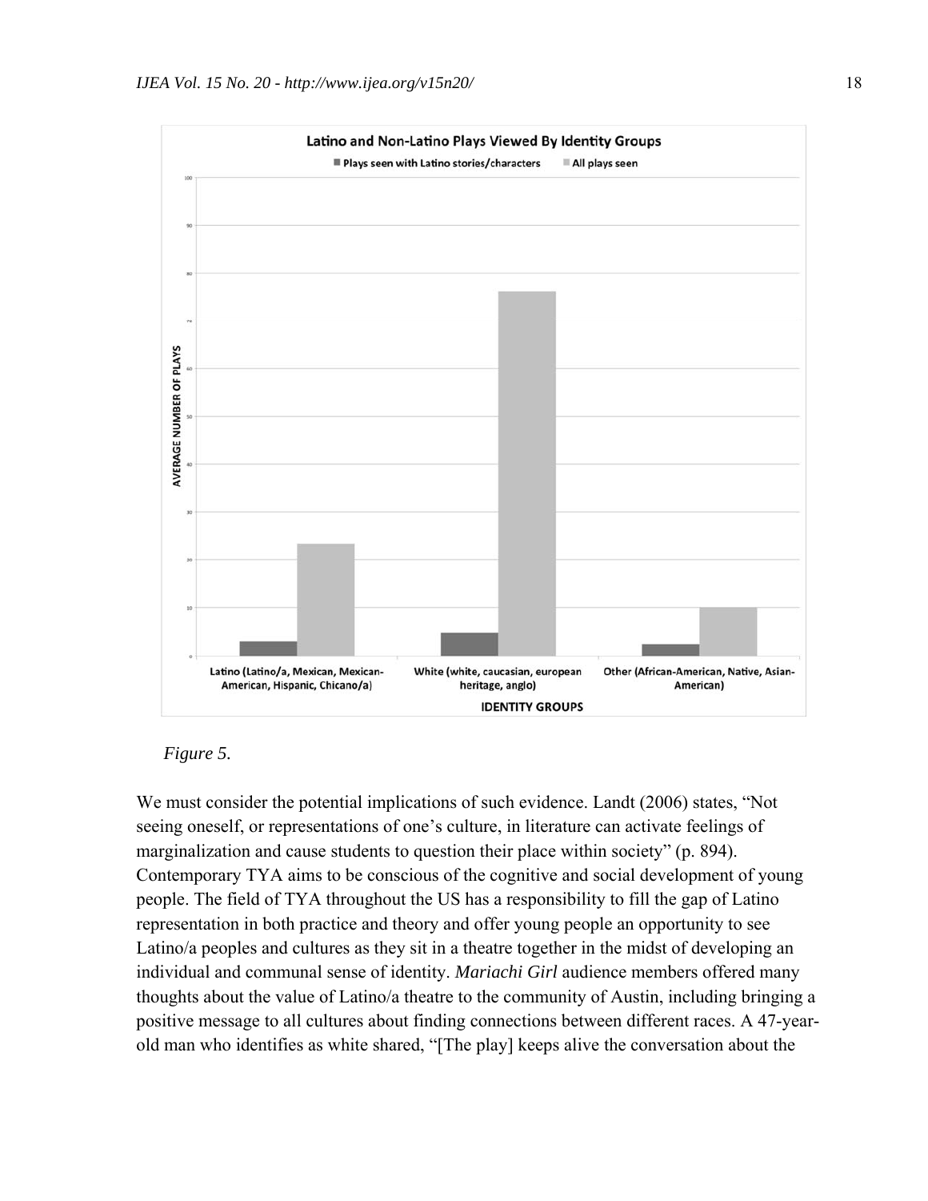*Figure 5.*

We must consider the potential implications of such evidence. Landt (2006) states, “Not seeing oneself, or representations of one’s culture, in literature can activate feelings of marginalization and cause students to question their place within society” (p. 894). Contemporary TYA aims to be conscious of the cognitive and social development of young people. The field of TYA throughout the US has a responsibility to fill the gap of Latino representation in both practice and theory and offer young people an opportunity to see Latino/a peoples and cultures as they sit in a theatre together in the midst of developing an individual and communal sense of identity. *Mariachi Girl* audience members offered many thoughts about the value of Latino/a theatre to the community of Austin, including bringing a positive message to all cultures about finding connections between different races. A 47-year-old man who identifies as white shared, “[The play] keeps alive the conversation about the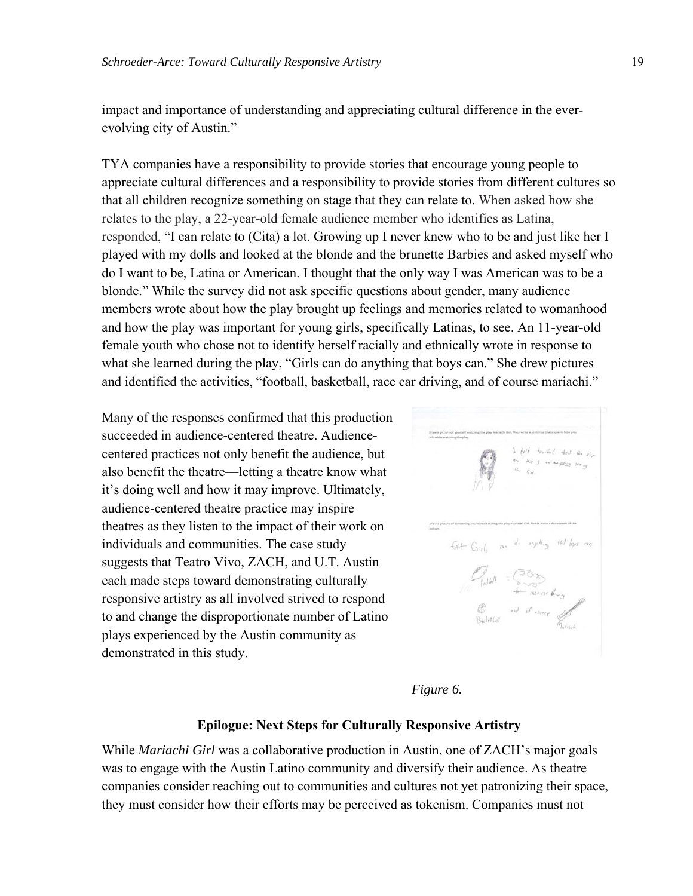impact and importance of understanding and appreciating cultural difference in the ever-evolving city of Austin."

TYA companies have a responsibility to provide stories that encourage young people to appreciate cultural differences and a responsibility to provide stories from different cultures so that all children recognize something on stage that they can relate to. When asked how she relates to the play, a 22-year-old female audience member who identifies as Latina, responded, "I can relate to (Cita) a lot. Growing up I never knew who to be and just like her I played with my dolls and looked at the blonde and the brunette Barbies and asked myself who do I want to be, Latina or American. I thought that the only way I was American was to be a blonde." While the survey did not ask specific questions about gender, many audience members wrote about how the play brought up feelings and memories related to womanhood and how the play was important for young girls, specifically Latinas, to see. An 11-year-old female youth who chose not to identify herself racially and ethnically wrote in response to what she learned during the play, "Girls can do anything that boys can." She drew pictures and identified the activities, "football, basketball, race car driving, and of course mariachi."

Many of the responses confirmed that this production succeeded in audience-centered theatre. Audience-centered practices not only benefit the audience, but also benefit the theatre—letting a theatre know what it's doing well and how it may improve. Ultimately, audience-centered theatre practice may inspire theatres as they listen to the impact of their work on individuals and communities. The case study suggests that Teatro Vivo, ZACH, and U.T. Austin each made steps toward demonstrating culturally responsive artistry as all involved strived to respond to and change the disproportionate number of Latino plays experienced by the Austin community as demonstrated in this study.

*Figure 6.*

### Epilogue: Next Steps for Culturally Responsive Artistry

While *Mariachi Girl* was a collaborative production in Austin, one of ZACH's major goals was to engage with the Austin Latino community and diversify their audience. As theatre companies consider reaching out to communities and cultures not yet patronizing their space, they must consider how their efforts may be perceived as tokenism. Companies must not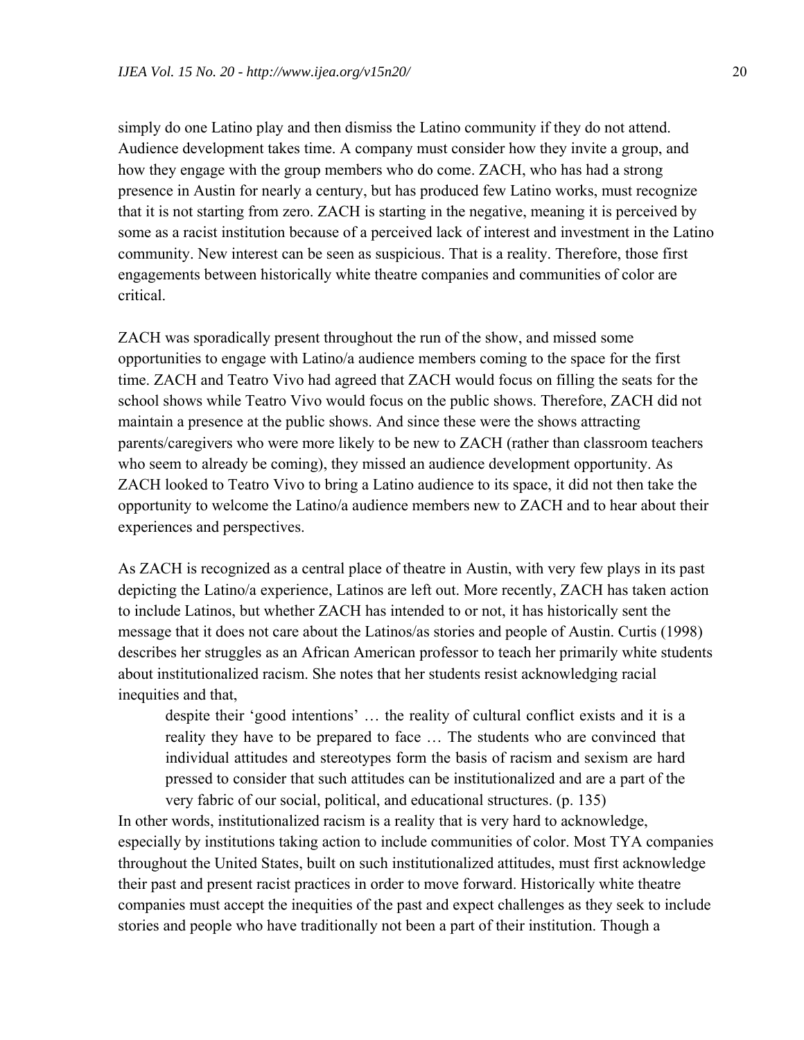simply do one Latino play and then dismiss the Latino community if they do not attend. Audience development takes time. A company must consider how they invite a group, and how they engage with the group members who do come. ZACH, who has had a strong presence in Austin for nearly a century, but has produced few Latino works, must recognize that it is not starting from zero. ZACH is starting in the negative, meaning it is perceived by some as a racist institution because of a perceived lack of interest and investment in the Latino community. New interest can be seen as suspicious. That is a reality. Therefore, those first engagements between historically white theatre companies and communities of color are critical.

ZACH was sporadically present throughout the run of the show, and missed some opportunities to engage with Latino/a audience members coming to the space for the first time. ZACH and Teatro Vivo had agreed that ZACH would focus on filling the seats for the school shows while Teatro Vivo would focus on the public shows. Therefore, ZACH did not maintain a presence at the public shows. And since these were the shows attracting parents/caregivers who were more likely to be new to ZACH (rather than classroom teachers who seem to already be coming), they missed an audience development opportunity. As ZACH looked to Teatro Vivo to bring a Latino audience to its space, it did not then take the opportunity to welcome the Latino/a audience members new to ZACH and to hear about their experiences and perspectives.

As ZACH is recognized as a central place of theatre in Austin, with very few plays in its past depicting the Latino/a experience, Latinos are left out. More recently, ZACH has taken action to include Latinos, but whether ZACH has intended to or not, it has historically sent the message that it does not care about the Latinos/as stories and people of Austin. Curtis (1998) describes her struggles as an African American professor to teach her primarily white students about institutionalized racism. She notes that her students resist acknowledging racial inequities and that,

> despite their 'good intentions' … the reality of cultural conflict exists and it is a reality they have to be prepared to face … The students who are convinced that individual attitudes and stereotypes form the basis of racism and sexism are hard pressed to consider that such attitudes can be institutionalized and are a part of the very fabric of our social, political, and educational structures. (p. 135)

In other words, institutionalized racism is a reality that is very hard to acknowledge, especially by institutions taking action to include communities of color. Most TYA companies throughout the United States, built on such institutionalized attitudes, must first acknowledge their past and present racist practices in order to move forward. Historically white theatre companies must accept the inequities of the past and expect challenges as they seek to include stories and people who have traditionally not been a part of their institution. Though a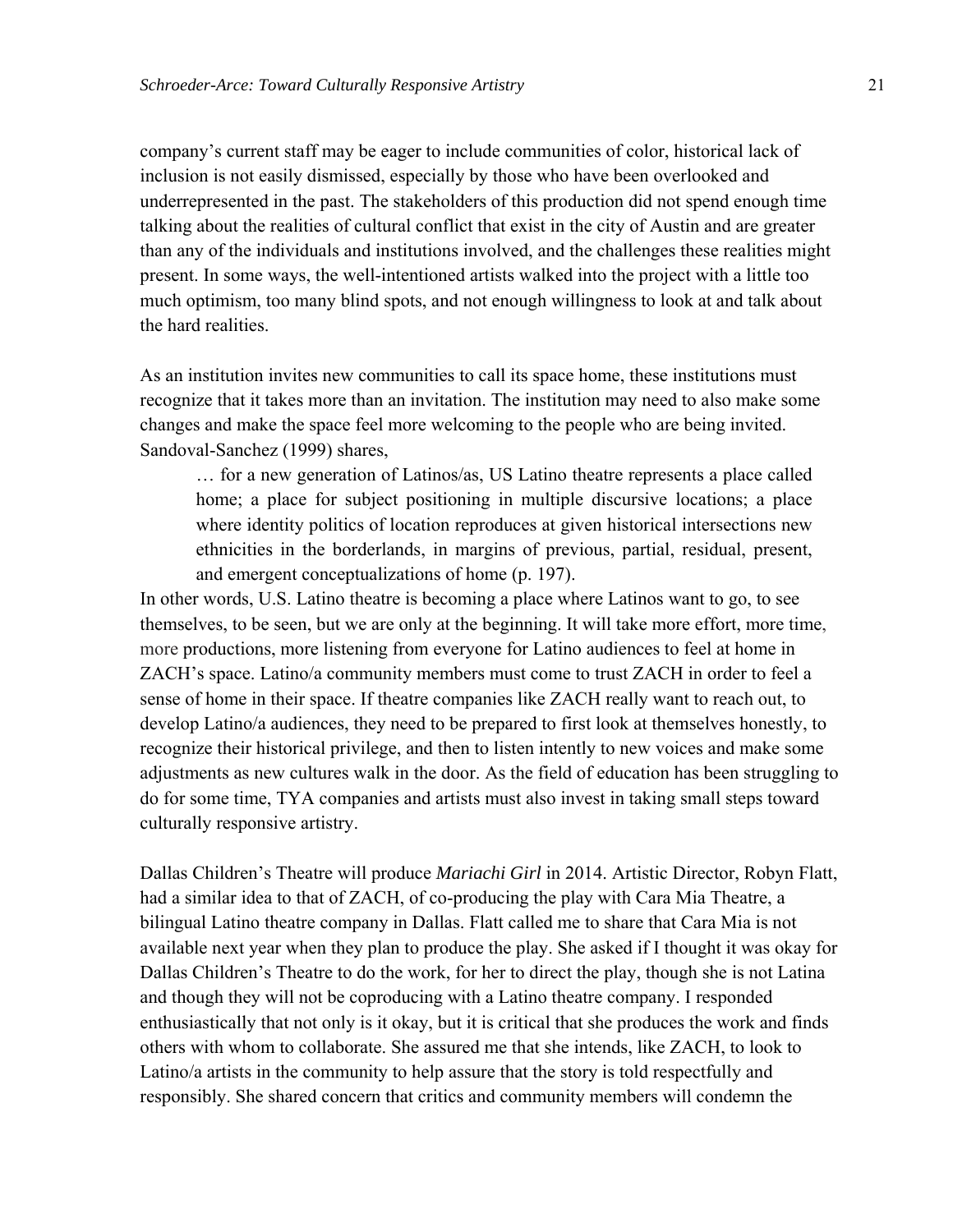company's current staff may be eager to include communities of color, historical lack of inclusion is not easily dismissed, especially by those who have been overlooked and underrepresented in the past. The stakeholders of this production did not spend enough time talking about the realities of cultural conflict that exist in the city of Austin and are greater than any of the individuals and institutions involved, and the challenges these realities might present. In some ways, the well-intentioned artists walked into the project with a little too much optimism, too many blind spots, and not enough willingness to look at and talk about the hard realities.

As an institution invites new communities to call its space home, these institutions must recognize that it takes more than an invitation. The institution may need to also make some changes and make the space feel more welcoming to the people who are being invited. Sandoval-Sanchez (1999) shares,

> … for a new generation of Latinos/as, US Latino theatre represents a place called home; a place for subject positioning in multiple discursive locations; a place where identity politics of location reproduces at given historical intersections new ethnicities in the borderlands, in margins of previous, partial, residual, present, and emergent conceptualizations of home (p. 197).

In other words, U.S. Latino theatre is becoming a place where Latinos want to go, to see themselves, to be seen, but we are only at the beginning. It will take more effort, more time, more productions, more listening from everyone for Latino audiences to feel at home in ZACH's space. Latino/a community members must come to trust ZACH in order to feel a sense of home in their space. If theatre companies like ZACH really want to reach out, to develop Latino/a audiences, they need to be prepared to first look at themselves honestly, to recognize their historical privilege, and then to listen intently to new voices and make some adjustments as new cultures walk in the door. As the field of education has been struggling to do for some time, TYA companies and artists must also invest in taking small steps toward culturally responsive artistry.

Dallas Children's Theatre will produce *Mariachi Girl* in 2014. Artistic Director, Robyn Flatt, had a similar idea to that of ZACH, of co-producing the play with Cara Mia Theatre, a bilingual Latino theatre company in Dallas. Flatt called me to share that Cara Mia is not available next year when they plan to produce the play. She asked if I thought it was okay for Dallas Children's Theatre to do the work, for her to direct the play, though she is not Latina and though they will not be coproducing with a Latino theatre company. I responded enthusiastically that not only is it okay, but it is critical that she produces the work and finds others with whom to collaborate. She assured me that she intends, like ZACH, to look to Latino/a artists in the community to help assure that the story is told respectfully and responsibly. She shared concern that critics and community members will condemn the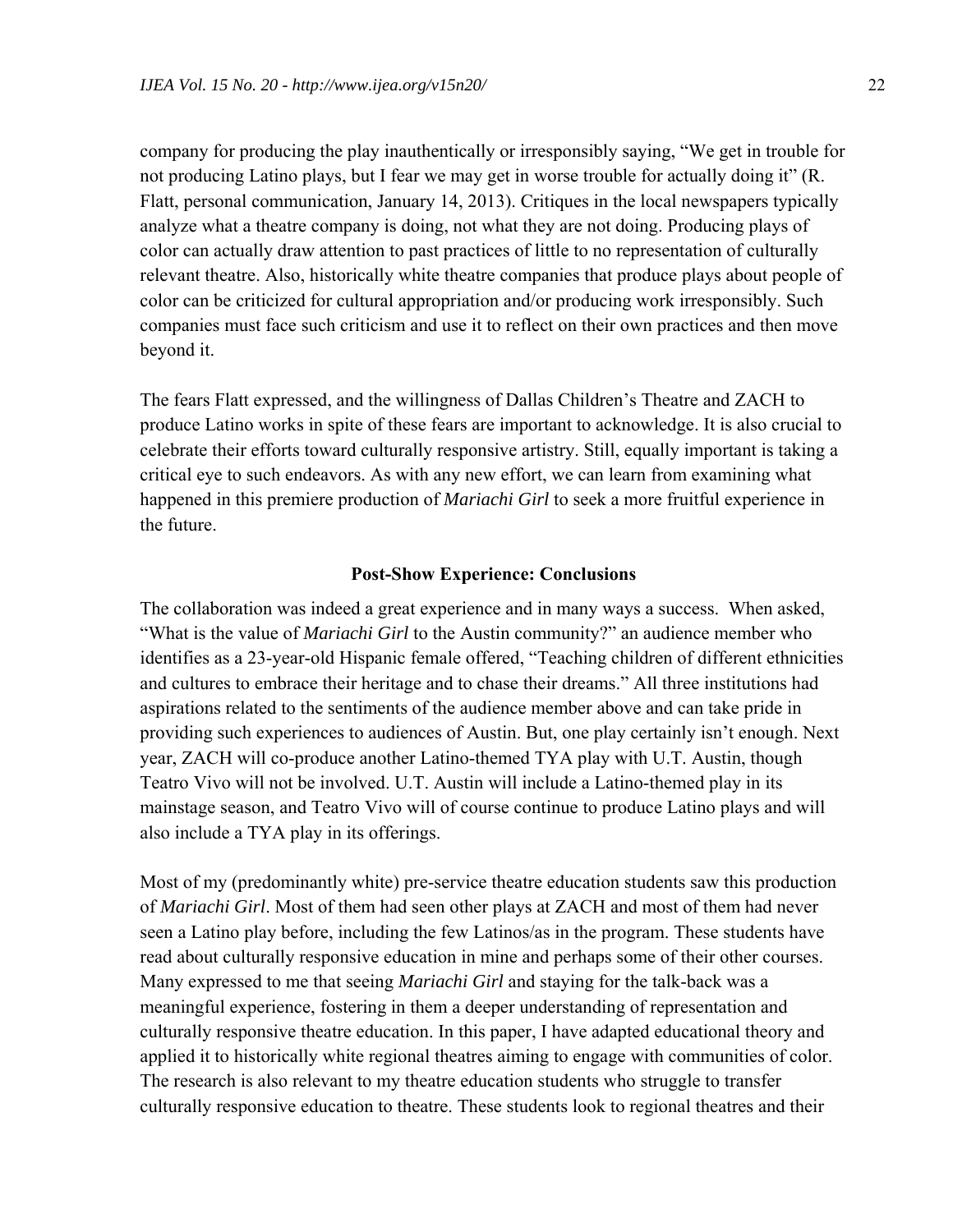company for producing the play inauthentically or irresponsibly saying, "We get in trouble for not producing Latino plays, but I fear we may get in worse trouble for actually doing it" (R. Flatt, personal communication, January 14, 2013). Critiques in the local newspapers typically analyze what a theatre company is doing, not what they are not doing. Producing plays of color can actually draw attention to past practices of little to no representation of culturally relevant theatre. Also, historically white theatre companies that produce plays about people of color can be criticized for cultural appropriation and/or producing work irresponsibly. Such companies must face such criticism and use it to reflect on their own practices and then move beyond it.

The fears Flatt expressed, and the willingness of Dallas Children's Theatre and ZACH to produce Latino works in spite of these fears are important to acknowledge. It is also crucial to celebrate their efforts toward culturally responsive artistry. Still, equally important is taking a critical eye to such endeavors. As with any new effort, we can learn from examining what happened in this premiere production of *Mariachi Girl* to seek a more fruitful experience in the future.

## Post-Show Experience: Conclusions

The collaboration was indeed a great experience and in many ways a success. When asked, "What is the value of *Mariachi Girl* to the Austin community?" an audience member who identifies as a 23-year-old Hispanic female offered, "Teaching children of different ethnicities and cultures to embrace their heritage and to chase their dreams." All three institutions had aspirations related to the sentiments of the audience member above and can take pride in providing such experiences to audiences of Austin. But, one play certainly isn't enough. Next year, ZACH will co-produce another Latino-themed TYA play with U.T. Austin, though Teatro Vivo will not be involved. U.T. Austin will include a Latino-themed play in its mainstage season, and Teatro Vivo will of course continue to produce Latino plays and will also include a TYA play in its offerings.

Most of my (predominantly white) pre-service theatre education students saw this production of *Mariachi Girl*. Most of them had seen other plays at ZACH and most of them had never seen a Latino play before, including the few Latinos/as in the program. These students have read about culturally responsive education in mine and perhaps some of their other courses. Many expressed to me that seeing *Mariachi Girl* and staying for the talk-back was a meaningful experience, fostering in them a deeper understanding of representation and culturally responsive theatre education. In this paper, I have adapted educational theory and applied it to historically white regional theatres aiming to engage with communities of color. The research is also relevant to my theatre education students who struggle to transfer culturally responsive education to theatre. These students look to regional theatres and their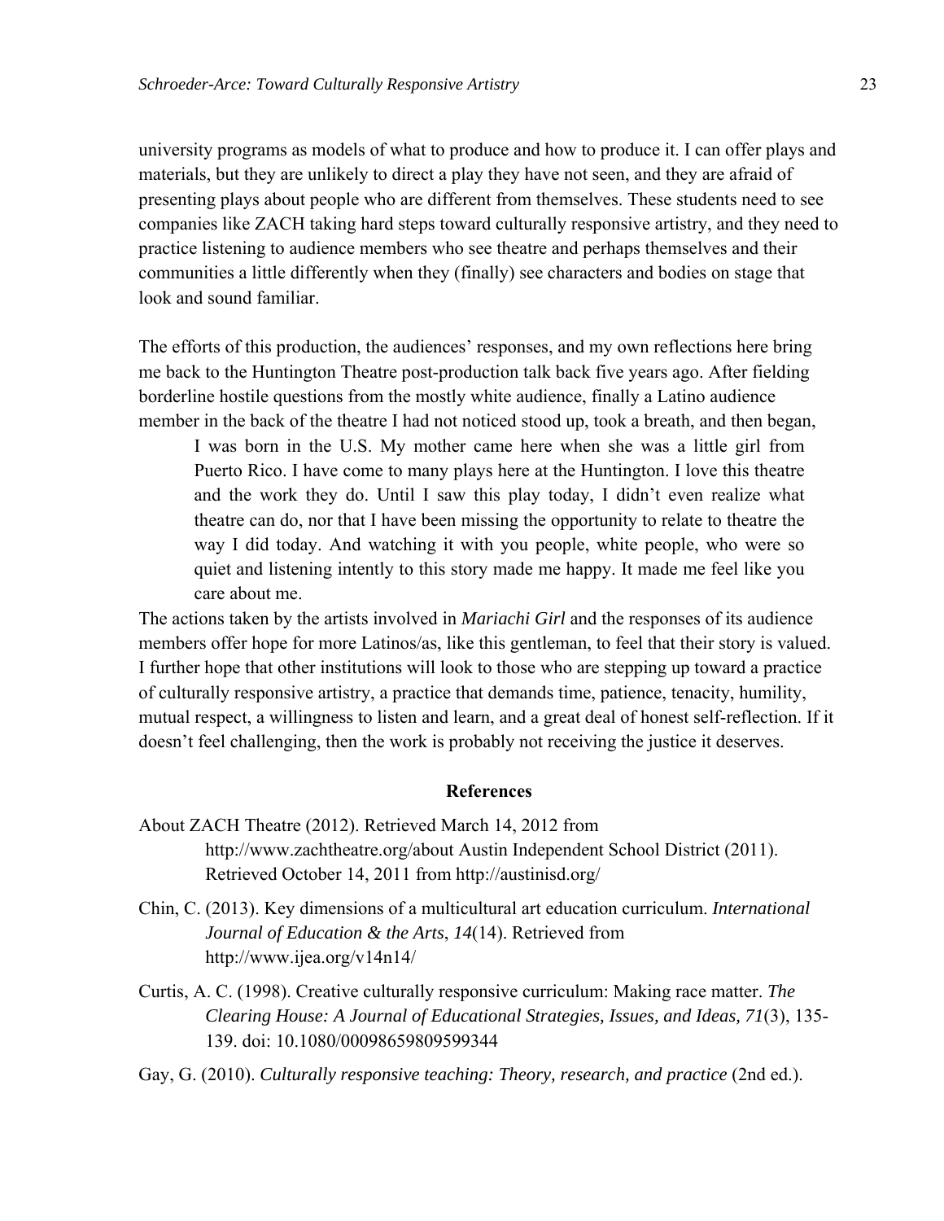university programs as models of what to produce and how to produce it. I can offer plays and materials, but they are unlikely to direct a play they have not seen, and they are afraid of presenting plays about people who are different from themselves. These students need to see companies like ZACH taking hard steps toward culturally responsive artistry, and they need to practice listening to audience members who see theatre and perhaps themselves and their communities a little differently when they (finally) see characters and bodies on stage that look and sound familiar.

The efforts of this production, the audiences' responses, and my own reflections here bring me back to the Huntington Theatre post-production talk back five years ago. After fielding borderline hostile questions from the mostly white audience, finally a Latino audience member in the back of the theatre I had not noticed stood up, took a breath, and then began,

> I was born in the U.S. My mother came here when she was a little girl from Puerto Rico. I have come to many plays here at the Huntington. I love this theatre and the work they do. Until I saw this play today, I didn't even realize what theatre can do, nor that I have been missing the opportunity to relate to theatre the way I did today. And watching it with you people, white people, who were so quiet and listening intently to this story made me happy. It made me feel like you care about me.

The actions taken by the artists involved in *Mariachi Girl* and the responses of its audience members offer hope for more Latinos/as, like this gentleman, to feel that their story is valued. I further hope that other institutions will look to those who are stepping up toward a practice of culturally responsive artistry, a practice that demands time, patience, tenacity, humility, mutual respect, a willingness to listen and learn, and a great deal of honest self-reflection. If it doesn't feel challenging, then the work is probably not receiving the justice it deserves.

## References

About ZACH Theatre (2012). Retrieved March 14, 2012 from http://www.zachtheatre.org/about Austin Independent School District (2011). Retrieved October 14, 2011 from http://austinisd.org/

Chin, C. (2013). Key dimensions of a multicultural art education curriculum. *International Journal of Education & the Arts*, *14*(14). Retrieved from http://www.ijea.org/v14n14/

Curtis, A. C. (1998). Creative culturally responsive curriculum: Making race matter. *The Clearing House: A Journal of Educational Strategies, Issues, and Ideas, 71*(3), 135-139. doi: 10.1080/00098659809599344

Gay, G. (2010). *Culturally responsive teaching: Theory, research, and practice* (2nd ed.).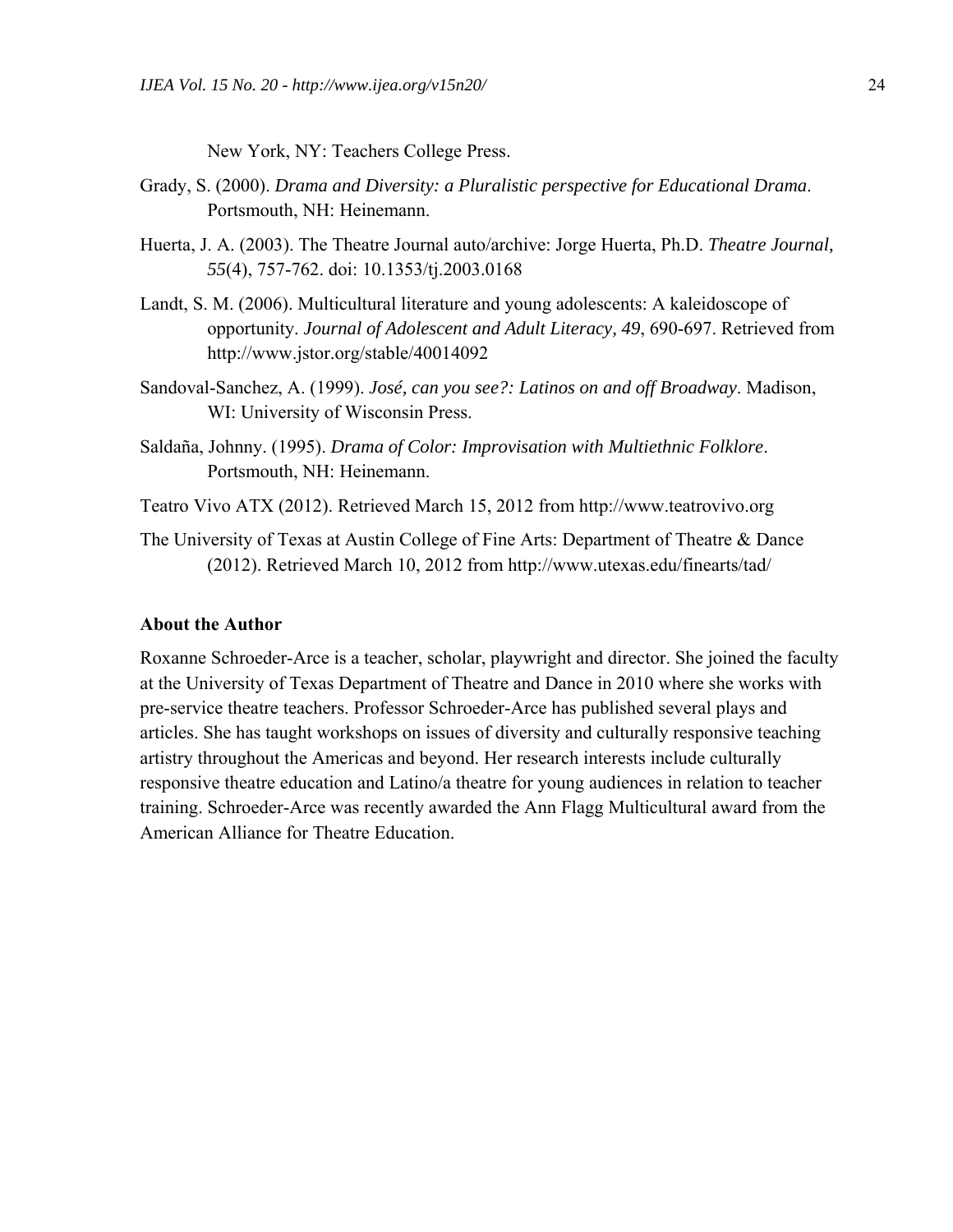New York, NY: Teachers College Press.

Grady, S. (2000). *Drama and Diversity: a Pluralistic perspective for Educational Drama*. Portsmouth, NH: Heinemann.

Huerta, J. A. (2003). The Theatre Journal auto/archive: Jorge Huerta, Ph.D. *Theatre Journal, 55*(4), 757-762. doi: 10.1353/tj.2003.0168

Landt, S. M. (2006). Multicultural literature and young adolescents: A kaleidoscope of opportunity. *Journal of Adolescent and Adult Literacy, 49*, 690-697. Retrieved from http://www.jstor.org/stable/40014092

Sandoval-Sanchez, A. (1999). *José, can you see?: Latinos on and off Broadway*. Madison, WI: University of Wisconsin Press.

Saldaña, Johnny. (1995). *Drama of Color: Improvisation with Multiethnic Folklore*. Portsmouth, NH: Heinemann.

Teatro Vivo ATX (2012). Retrieved March 15, 2012 from http://www.teatrovivo.org

The University of Texas at Austin College of Fine Arts: Department of Theatre & Dance (2012). Retrieved March 10, 2012 from http://www.utexas.edu/finearts/tad/

**About the Author**

Roxanne Schroeder-Arce is a teacher, scholar, playwright and director. She joined the faculty at the University of Texas Department of Theatre and Dance in 2010 where she works with pre-service theatre teachers. Professor Schroeder-Arce has published several plays and articles. She has taught workshops on issues of diversity and culturally responsive teaching artistry throughout the Americas and beyond. Her research interests include culturally responsive theatre education and Latino/a theatre for young audiences in relation to teacher training. Schroeder-Arce was recently awarded the Ann Flagg Multicultural award from the American Alliance for Theatre Education.